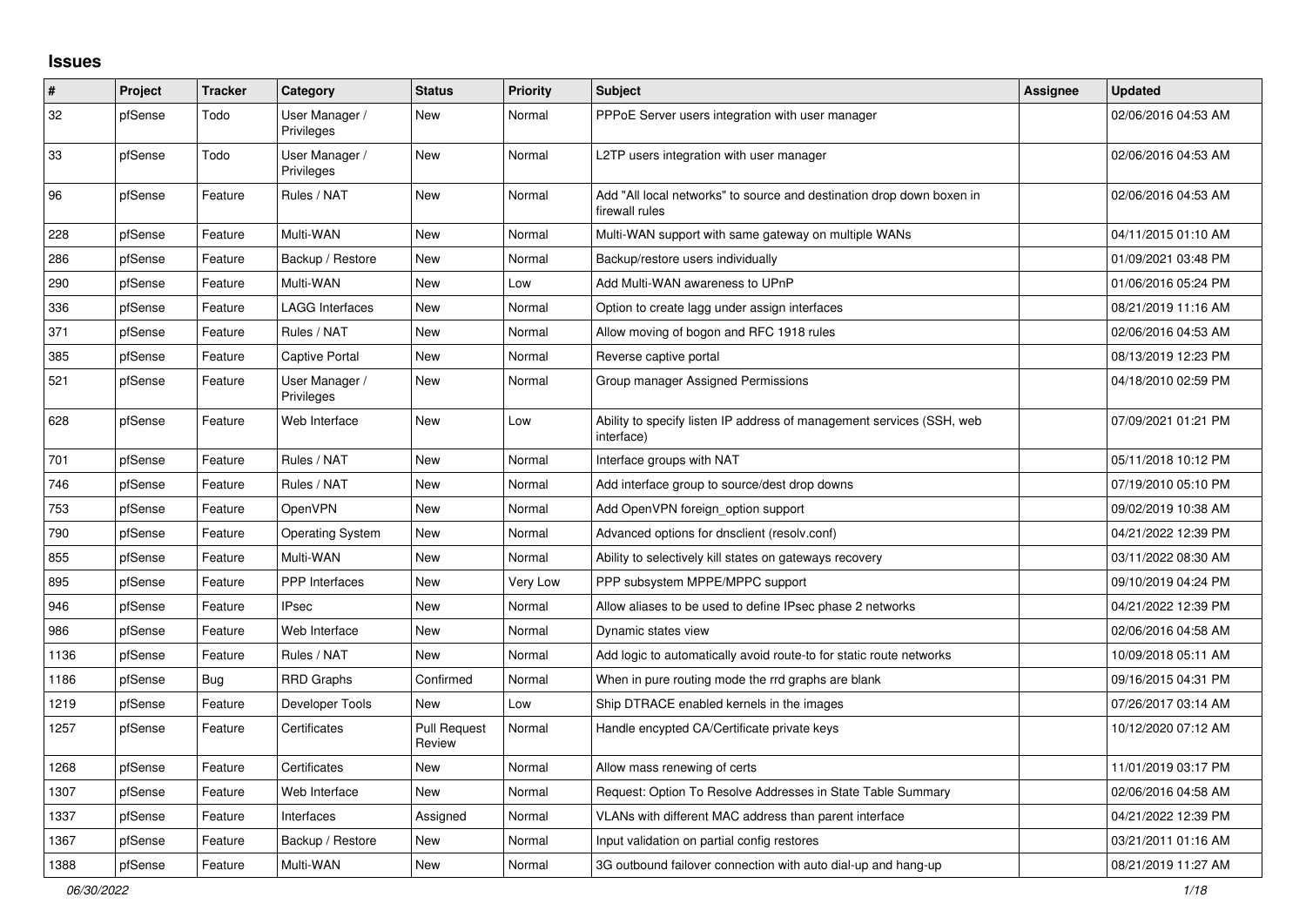# Issues

| # | Project | Tracker | Category | Status | Priority | Subject | Assignee | Updated |
|---|---|---|---|---|---|---|---|---|
| 32 | pfSense | Todo | User Manager / Privileges | New | Normal | PPPoE Server users integration with user manager | | 02/06/2016 04:53 AM |
| 33 | pfSense | Todo | User Manager / Privileges | New | Normal | L2TP users integration with user manager | | 02/06/2016 04:53 AM |
| 96 | pfSense | Feature | Rules / NAT | New | Normal | Add "All local networks" to source and destination drop down boxen in firewall rules | | 02/06/2016 04:53 AM |
| 228 | pfSense | Feature | Multi-WAN | New | Normal | Multi-WAN support with same gateway on multiple WANs | | 04/11/2015 01:10 AM |
| 286 | pfSense | Feature | Backup / Restore | New | Normal | Backup/restore users individually | | 01/09/2021 03:48 PM |
| 290 | pfSense | Feature | Multi-WAN | New | Low | Add Multi-WAN awareness to UPnP | | 01/06/2016 05:24 PM |
| 336 | pfSense | Feature | LAGG Interfaces | New | Normal | Option to create lagg under assign interfaces | | 08/21/2019 11:16 AM |
| 371 | pfSense | Feature | Rules / NAT | New | Normal | Allow moving of bogon and RFC 1918 rules | | 02/06/2016 04:53 AM |
| 385 | pfSense | Feature | Captive Portal | New | Normal | Reverse captive portal | | 08/13/2019 12:23 PM |
| 521 | pfSense | Feature | User Manager / Privileges | New | Normal | Group manager Assigned Permissions | | 04/18/2010 02:59 PM |
| 628 | pfSense | Feature | Web Interface | New | Low | Ability to specify listen IP address of management services (SSH, web interface) | | 07/09/2021 01:21 PM |
| 701 | pfSense | Feature | Rules / NAT | New | Normal | Interface groups with NAT | | 05/11/2018 10:12 PM |
| 746 | pfSense | Feature | Rules / NAT | New | Normal | Add interface group to source/dest drop downs | | 07/19/2010 05:10 PM |
| 753 | pfSense | Feature | OpenVPN | New | Normal | Add OpenVPN foreign_option support | | 09/02/2019 10:38 AM |
| 790 | pfSense | Feature | Operating System | New | Normal | Advanced options for dnsclient (resolv.conf) | | 04/21/2022 12:39 PM |
| 855 | pfSense | Feature | Multi-WAN | New | Normal | Ability to selectively kill states on gateways recovery | | 03/11/2022 08:30 AM |
| 895 | pfSense | Feature | PPP Interfaces | New | Very Low | PPP subsystem MPPE/MPPC support | | 09/10/2019 04:24 PM |
| 946 | pfSense | Feature | IPsec | New | Normal | Allow aliases to be used to define IPsec phase 2 networks | | 04/21/2022 12:39 PM |
| 986 | pfSense | Feature | Web Interface | New | Normal | Dynamic states view | | 02/06/2016 04:58 AM |
| 1136 | pfSense | Feature | Rules / NAT | New | Normal | Add logic to automatically avoid route-to for static route networks | | 10/09/2018 05:11 AM |
| 1186 | pfSense | Bug | RRD Graphs | Confirmed | Normal | When in pure routing mode the rrd graphs are blank | | 09/16/2015 04:31 PM |
| 1219 | pfSense | Feature | Developer Tools | New | Low | Ship DTRACE enabled kernels in the images | | 07/26/2017 03:14 AM |
| 1257 | pfSense | Feature | Certificates | Pull Request Review | Normal | Handle encypted CA/Certificate private keys | | 10/12/2020 07:12 AM |
| 1268 | pfSense | Feature | Certificates | New | Normal | Allow mass renewing of certs | | 11/01/2019 03:17 PM |
| 1307 | pfSense | Feature | Web Interface | New | Normal | Request: Option To Resolve Addresses in State Table Summary | | 02/06/2016 04:58 AM |
| 1337 | pfSense | Feature | Interfaces | Assigned | Normal | VLANs with different MAC address than parent interface | | 04/21/2022 12:39 PM |
| 1367 | pfSense | Feature | Backup / Restore | New | Normal | Input validation on partial config restores | | 03/21/2011 01:16 AM |
| 1388 | pfSense | Feature | Multi-WAN | New | Normal | 3G outbound failover connection with auto dial-up and hang-up | | 08/21/2019 11:27 AM |

*06/30/2022*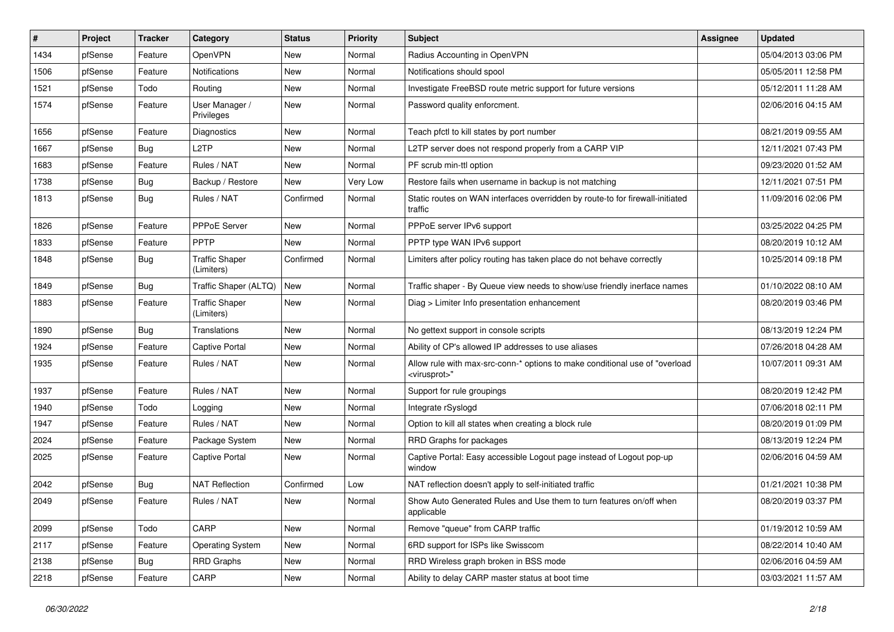| # | Project | Tracker | Category | Status | Priority | Subject | Assignee | Updated |
|---|---|---|---|---|---|---|---|---|
| 1434 | pfSense | Feature | OpenVPN | New | Normal | Radius Accounting in OpenVPN | | 05/04/2013 03:06 PM |
| 1506 | pfSense | Feature | Notifications | New | Normal | Notifications should spool | | 05/05/2011 12:58 PM |
| 1521 | pfSense | Todo | Routing | New | Normal | Investigate FreeBSD route metric support for future versions | | 05/12/2011 11:28 AM |
| 1574 | pfSense | Feature | User Manager / Privileges | New | Normal | Password quality enforcment. | | 02/06/2016 04:15 AM |
| 1656 | pfSense | Feature | Diagnostics | New | Normal | Teach pfctl to kill states by port number | | 08/21/2019 09:55 AM |
| 1667 | pfSense | Bug | L2TP | New | Normal | L2TP server does not respond properly from a CARP VIP | | 12/11/2021 07:43 PM |
| 1683 | pfSense | Feature | Rules / NAT | New | Normal | PF scrub min-ttl option | | 09/23/2020 01:52 AM |
| 1738 | pfSense | Bug | Backup / Restore | New | Very Low | Restore fails when username in backup is not matching | | 12/11/2021 07:51 PM |
| 1813 | pfSense | Bug | Rules / NAT | Confirmed | Normal | Static routes on WAN interfaces overridden by route-to for firewall-initiated traffic | | 11/09/2016 02:06 PM |
| 1826 | pfSense | Feature | PPPoE Server | New | Normal | PPPoE server IPv6 support | | 03/25/2022 04:25 PM |
| 1833 | pfSense | Feature | PPTP | New | Normal | PPTP type WAN IPv6 support | | 08/20/2019 10:12 AM |
| 1848 | pfSense | Bug | Traffic Shaper (Limiters) | Confirmed | Normal | Limiters after policy routing has taken place do not behave correctly | | 10/25/2014 09:18 PM |
| 1849 | pfSense | Bug | Traffic Shaper (ALTQ) | New | Normal | Traffic shaper - By Queue view needs to show/use friendly inerface names | | 01/10/2022 08:10 AM |
| 1883 | pfSense | Feature | Traffic Shaper (Limiters) | New | Normal | Diag > Limiter Info presentation enhancement | | 08/20/2019 03:46 PM |
| 1890 | pfSense | Bug | Translations | New | Normal | No gettext support in console scripts | | 08/13/2019 12:24 PM |
| 1924 | pfSense | Feature | Captive Portal | New | Normal | Ability of CP's allowed IP addresses to use aliases | | 07/26/2018 04:28 AM |
| 1935 | pfSense | Feature | Rules / NAT | New | Normal | Allow rule with max-src-conn-* options to make conditional use of "overload <virusprot>" | | 10/07/2011 09:31 AM |
| 1937 | pfSense | Feature | Rules / NAT | New | Normal | Support for rule groupings | | 08/20/2019 12:42 PM |
| 1940 | pfSense | Todo | Logging | New | Normal | Integrate rSyslogd | | 07/06/2018 02:11 PM |
| 1947 | pfSense | Feature | Rules / NAT | New | Normal | Option to kill all states when creating a block rule | | 08/20/2019 01:09 PM |
| 2024 | pfSense | Feature | Package System | New | Normal | RRD Graphs for packages | | 08/13/2019 12:24 PM |
| 2025 | pfSense | Feature | Captive Portal | New | Normal | Captive Portal: Easy accessible Logout page instead of Logout pop-up window | | 02/06/2016 04:59 AM |
| 2042 | pfSense | Bug | NAT Reflection | Confirmed | Low | NAT reflection doesn't apply to self-initiated traffic | | 01/21/2021 10:38 PM |
| 2049 | pfSense | Feature | Rules / NAT | New | Normal | Show Auto Generated Rules and Use them to turn features on/off when applicable | | 08/20/2019 03:37 PM |
| 2099 | pfSense | Todo | CARP | New | Normal | Remove "queue" from CARP traffic | | 01/19/2012 10:59 AM |
| 2117 | pfSense | Feature | Operating System | New | Normal | 6RD support for ISPs like Swisscom | | 08/22/2014 10:40 AM |
| 2138 | pfSense | Bug | RRD Graphs | New | Normal | RRD Wireless graph broken in BSS mode | | 02/06/2016 04:59 AM |
| 2218 | pfSense | Feature | CARP | New | Normal | Ability to delay CARP master status at boot time | | 03/03/2021 11:57 AM |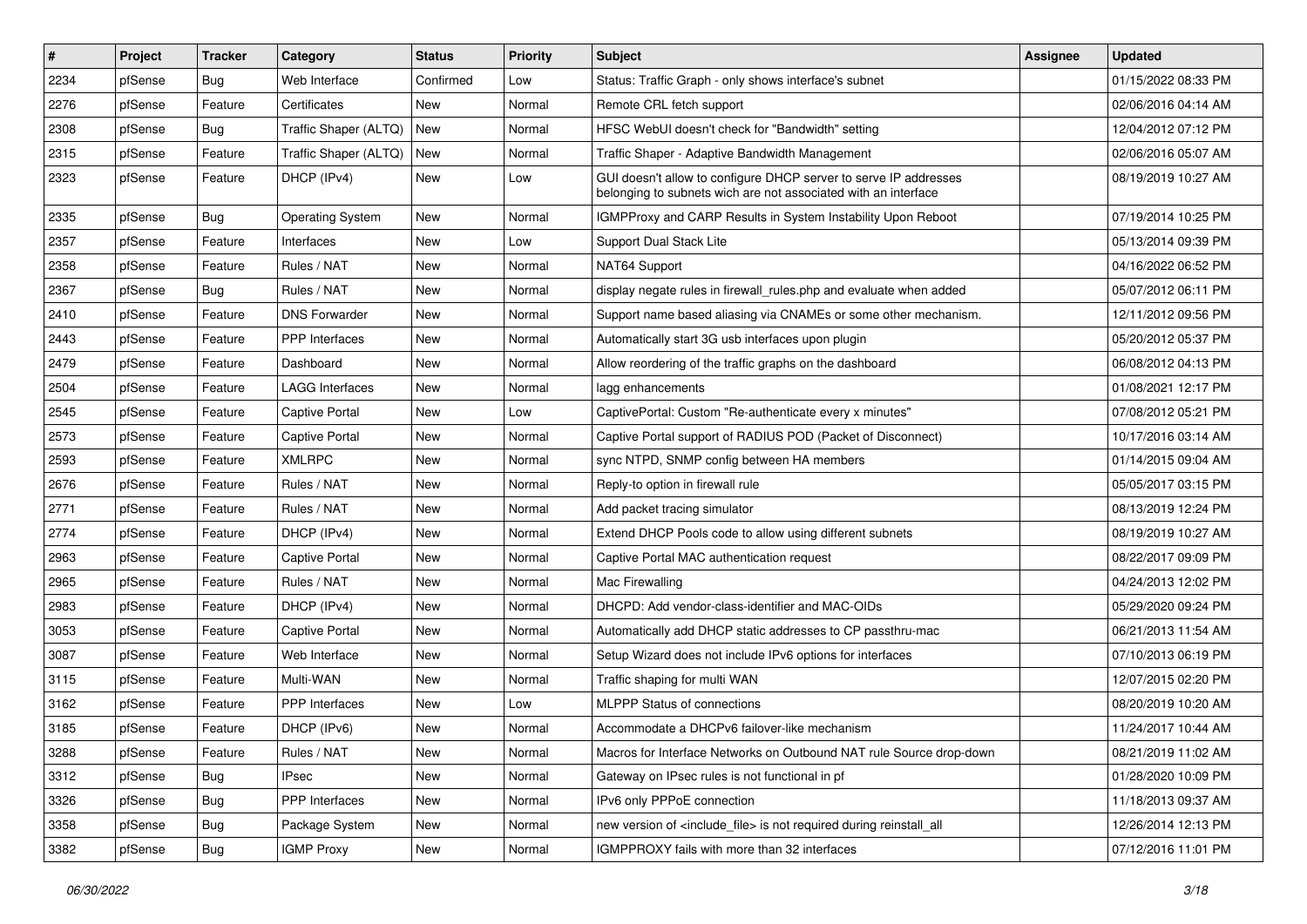| # | Project | Tracker | Category | Status | Priority | Subject | Assignee | Updated |
|---|---|---|---|---|---|---|---|---|
| 2234 | pfSense | Bug | Web Interface | Confirmed | Low | Status: Traffic Graph - only shows interface's subnet | | 01/15/2022 08:33 PM |
| 2276 | pfSense | Feature | Certificates | New | Normal | Remote CRL fetch support | | 02/06/2016 04:14 AM |
| 2308 | pfSense | Bug | Traffic Shaper (ALTQ) | New | Normal | HFSC WebUI doesn't check for "Bandwidth" setting | | 12/04/2012 07:12 PM |
| 2315 | pfSense | Feature | Traffic Shaper (ALTQ) | New | Normal | Traffic Shaper - Adaptive Bandwidth Management | | 02/06/2016 05:07 AM |
| 2323 | pfSense | Feature | DHCP (IPv4) | New | Low | GUI doesn't allow to configure DHCP server to serve IP addresses belonging to subnets wich are not associated with an interface | | 08/19/2019 10:27 AM |
| 2335 | pfSense | Bug | Operating System | New | Normal | IGMPProxy and CARP Results in System Instability Upon Reboot | | 07/19/2014 10:25 PM |
| 2357 | pfSense | Feature | Interfaces | New | Low | Support Dual Stack Lite | | 05/13/2014 09:39 PM |
| 2358 | pfSense | Feature | Rules / NAT | New | Normal | NAT64 Support | | 04/16/2022 06:52 PM |
| 2367 | pfSense | Bug | Rules / NAT | New | Normal | display negate rules in firewall_rules.php and evaluate when added | | 05/07/2012 06:11 PM |
| 2410 | pfSense | Feature | DNS Forwarder | New | Normal | Support name based aliasing via CNAMEs or some other mechanism. | | 12/11/2012 09:56 PM |
| 2443 | pfSense | Feature | PPP Interfaces | New | Normal | Automatically start 3G usb interfaces upon plugin | | 05/20/2012 05:37 PM |
| 2479 | pfSense | Feature | Dashboard | New | Normal | Allow reordering of the traffic graphs on the dashboard | | 06/08/2012 04:13 PM |
| 2504 | pfSense | Feature | LAGG Interfaces | New | Normal | lagg enhancements | | 01/08/2021 12:17 PM |
| 2545 | pfSense | Feature | Captive Portal | New | Low | CaptivePortal: Custom "Re-authenticate every x minutes" | | 07/08/2012 05:21 PM |
| 2573 | pfSense | Feature | Captive Portal | New | Normal | Captive Portal support of RADIUS POD (Packet of Disconnect) | | 10/17/2016 03:14 AM |
| 2593 | pfSense | Feature | XMLRPC | New | Normal | sync NTPD, SNMP config between HA members | | 01/14/2015 09:04 AM |
| 2676 | pfSense | Feature | Rules / NAT | New | Normal | Reply-to option in firewall rule | | 05/05/2017 03:15 PM |
| 2771 | pfSense | Feature | Rules / NAT | New | Normal | Add packet tracing simulator | | 08/13/2019 12:24 PM |
| 2774 | pfSense | Feature | DHCP (IPv4) | New | Normal | Extend DHCP Pools code to allow using different subnets | | 08/19/2019 10:27 AM |
| 2963 | pfSense | Feature | Captive Portal | New | Normal | Captive Portal MAC authentication request | | 08/22/2017 09:09 PM |
| 2965 | pfSense | Feature | Rules / NAT | New | Normal | Mac Firewalling | | 04/24/2013 12:02 PM |
| 2983 | pfSense | Feature | DHCP (IPv4) | New | Normal | DHCPD: Add vendor-class-identifier and MAC-OIDs | | 05/29/2020 09:24 PM |
| 3053 | pfSense | Feature | Captive Portal | New | Normal | Automatically add DHCP static addresses to CP passthru-mac | | 06/21/2013 11:54 AM |
| 3087 | pfSense | Feature | Web Interface | New | Normal | Setup Wizard does not include IPv6 options for interfaces | | 07/10/2013 06:19 PM |
| 3115 | pfSense | Feature | Multi-WAN | New | Normal | Traffic shaping for multi WAN | | 12/07/2015 02:20 PM |
| 3162 | pfSense | Feature | PPP Interfaces | New | Low | MLPPP Status of connections | | 08/20/2019 10:20 AM |
| 3185 | pfSense | Feature | DHCP (IPv6) | New | Normal | Accommodate a DHCPv6 failover-like mechanism | | 11/24/2017 10:44 AM |
| 3288 | pfSense | Feature | Rules / NAT | New | Normal | Macros for Interface Networks on Outbound NAT rule Source drop-down | | 08/21/2019 11:02 AM |
| 3312 | pfSense | Bug | IPsec | New | Normal | Gateway on IPsec rules is not functional in pf | | 01/28/2020 10:09 PM |
| 3326 | pfSense | Bug | PPP Interfaces | New | Normal | IPv6 only PPPoE connection | | 11/18/2013 09:37 AM |
| 3358 | pfSense | Bug | Package System | New | Normal | new version of <include_file> is not required during reinstall_all | | 12/26/2014 12:13 PM |
| 3382 | pfSense | Bug | IGMP Proxy | New | Normal | IGMPPROXY fails with more than 32 interfaces | | 07/12/2016 11:01 PM |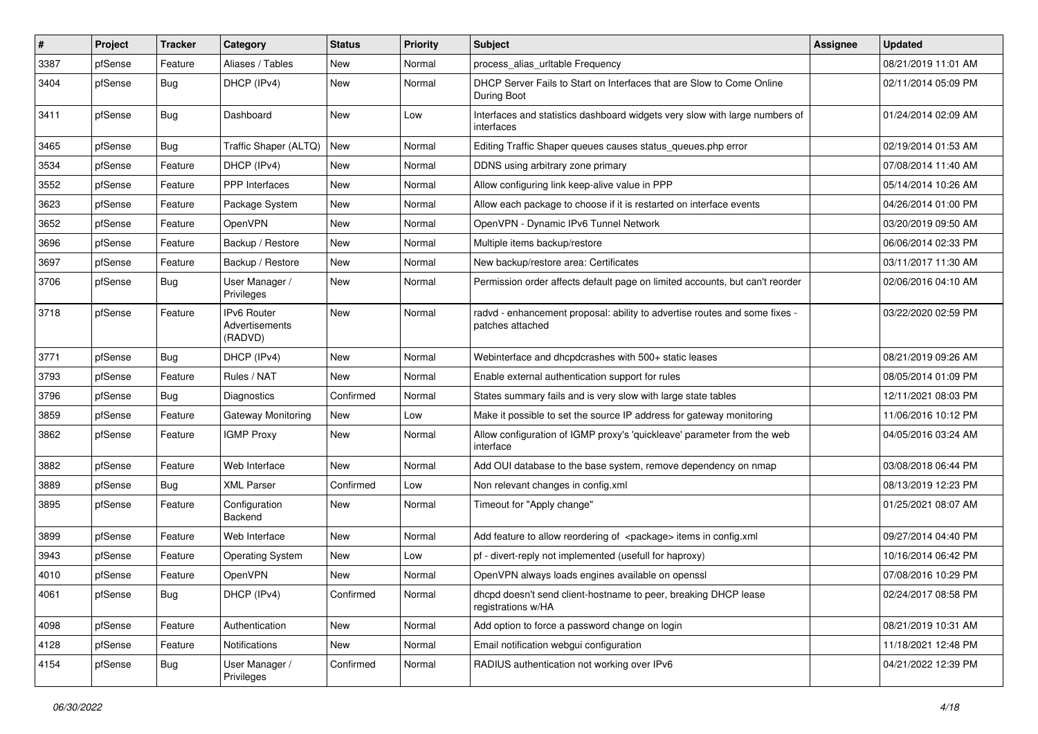| # | Project | Tracker | Category | Status | Priority | Subject | Assignee | Updated |
|---|---|---|---|---|---|---|---|---|
| 3387 | pfSense | Feature | Aliases / Tables | New | Normal | process_alias_urltable Frequency | | 08/21/2019 11:01 AM |
| 3404 | pfSense | Bug | DHCP (IPv4) | New | Normal | DHCP Server Fails to Start on Interfaces that are Slow to Come Online During Boot | | 02/11/2014 05:09 PM |
| 3411 | pfSense | Bug | Dashboard | New | Low | Interfaces and statistics dashboard widgets very slow with large numbers of interfaces | | 01/24/2014 02:09 AM |
| 3465 | pfSense | Bug | Traffic Shaper (ALTQ) | New | Normal | Editing Traffic Shaper queues causes status_queues.php error | | 02/19/2014 01:53 AM |
| 3534 | pfSense | Feature | DHCP (IPv4) | New | Normal | DDNS using arbitrary zone primary | | 07/08/2014 11:40 AM |
| 3552 | pfSense | Feature | PPP Interfaces | New | Normal | Allow configuring link keep-alive value in PPP | | 05/14/2014 10:26 AM |
| 3623 | pfSense | Feature | Package System | New | Normal | Allow each package to choose if it is restarted on interface events | | 04/26/2014 01:00 PM |
| 3652 | pfSense | Feature | OpenVPN | New | Normal | OpenVPN - Dynamic IPv6 Tunnel Network | | 03/20/2019 09:50 AM |
| 3696 | pfSense | Feature | Backup / Restore | New | Normal | Multiple items backup/restore | | 06/06/2014 02:33 PM |
| 3697 | pfSense | Feature | Backup / Restore | New | Normal | New backup/restore area: Certificates | | 03/11/2017 11:30 AM |
| 3706 | pfSense | Bug | User Manager / Privileges | New | Normal | Permission order affects default page on limited accounts, but can't reorder | | 02/06/2016 04:10 AM |
| 3718 | pfSense | Feature | IPv6 Router Advertisements (RADVD) | New | Normal | radvd - enhancement proposal: ability to advertise routes and some fixes - patches attached | | 03/22/2020 02:59 PM |
| 3771 | pfSense | Bug | DHCP (IPv4) | New | Normal | Webinterface and dhcpdcrashes with 500+ static leases | | 08/21/2019 09:26 AM |
| 3793 | pfSense | Feature | Rules / NAT | New | Normal | Enable external authentication support for rules | | 08/05/2014 01:09 PM |
| 3796 | pfSense | Bug | Diagnostics | Confirmed | Normal | States summary fails and is very slow with large state tables | | 12/11/2021 08:03 PM |
| 3859 | pfSense | Feature | Gateway Monitoring | New | Low | Make it possible to set the source IP address for gateway monitoring | | 11/06/2016 10:12 PM |
| 3862 | pfSense | Feature | IGMP Proxy | New | Normal | Allow configuration of IGMP proxy's 'quickleave' parameter from the web interface | | 04/05/2016 03:24 AM |
| 3882 | pfSense | Feature | Web Interface | New | Normal | Add OUI database to the base system, remove dependency on nmap | | 03/08/2018 06:44 PM |
| 3889 | pfSense | Bug | XML Parser | Confirmed | Low | Non relevant changes in config.xml | | 08/13/2019 12:23 PM |
| 3895 | pfSense | Feature | Configuration Backend | New | Normal | Timeout for "Apply change" | | 01/25/2021 08:07 AM |
| 3899 | pfSense | Feature | Web Interface | New | Normal | Add feature to allow reordering of <package> items in config.xml | | 09/27/2014 04:40 PM |
| 3943 | pfSense | Feature | Operating System | New | Low | pf - divert-reply not implemented (usefull for haproxy) | | 10/16/2014 06:42 PM |
| 4010 | pfSense | Feature | OpenVPN | New | Normal | OpenVPN always loads engines available on openssl | | 07/08/2016 10:29 PM |
| 4061 | pfSense | Bug | DHCP (IPv4) | Confirmed | Normal | dhcpd doesn't send client-hostname to peer, breaking DHCP lease registrations w/HA | | 02/24/2017 08:58 PM |
| 4098 | pfSense | Feature | Authentication | New | Normal | Add option to force a password change on login | | 08/21/2019 10:31 AM |
| 4128 | pfSense | Feature | Notifications | New | Normal | Email notification webgui configuration | | 11/18/2021 12:48 PM |
| 4154 | pfSense | Bug | User Manager / Privileges | Confirmed | Normal | RADIUS authentication not working over IPv6 | | 04/21/2022 12:39 PM |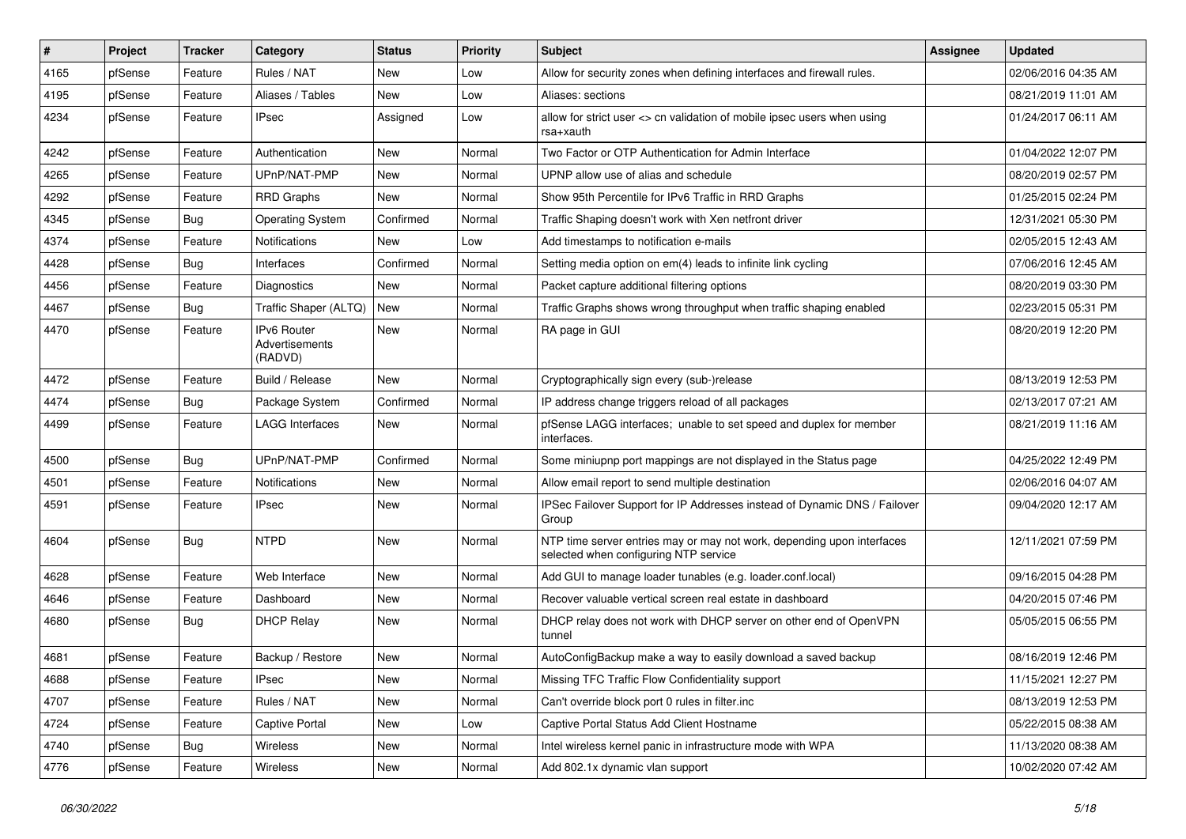| # | Project | Tracker | Category | Status | Priority | Subject | Assignee | Updated |
|---|---|---|---|---|---|---|---|---|
| 4165 | pfSense | Feature | Rules / NAT | New | Low | Allow for security zones when defining interfaces and firewall rules. | | 02/06/2016 04:35 AM |
| 4195 | pfSense | Feature | Aliases / Tables | New | Low | Aliases: sections | | 08/21/2019 11:01 AM |
| 4234 | pfSense | Feature | IPsec | Assigned | Low | allow for strict user <> cn validation of mobile ipsec users when using rsa+xauth | | 01/24/2017 06:11 AM |
| 4242 | pfSense | Feature | Authentication | New | Normal | Two Factor or OTP Authentication for Admin Interface | | 01/04/2022 12:07 PM |
| 4265 | pfSense | Feature | UPnP/NAT-PMP | New | Normal | UPNP allow use of alias and schedule | | 08/20/2019 02:57 PM |
| 4292 | pfSense | Feature | RRD Graphs | New | Normal | Show 95th Percentile for IPv6 Traffic in RRD Graphs | | 01/25/2015 02:24 PM |
| 4345 | pfSense | Bug | Operating System | Confirmed | Normal | Traffic Shaping doesn't work with Xen netfront driver | | 12/31/2021 05:30 PM |
| 4374 | pfSense | Feature | Notifications | New | Low | Add timestamps to notification e-mails | | 02/05/2015 12:43 AM |
| 4428 | pfSense | Bug | Interfaces | Confirmed | Normal | Setting media option on em(4) leads to infinite link cycling | | 07/06/2016 12:45 AM |
| 4456 | pfSense | Feature | Diagnostics | New | Normal | Packet capture additional filtering options | | 08/20/2019 03:30 PM |
| 4467 | pfSense | Bug | Traffic Shaper (ALTQ) | New | Normal | Traffic Graphs shows wrong throughput when traffic shaping enabled | | 02/23/2015 05:31 PM |
| 4470 | pfSense | Feature | IPv6 Router Advertisements (RADVD) | New | Normal | RA page in GUI | | 08/20/2019 12:20 PM |
| 4472 | pfSense | Feature | Build / Release | New | Normal | Cryptographically sign every (sub-)release | | 08/13/2019 12:53 PM |
| 4474 | pfSense | Bug | Package System | Confirmed | Normal | IP address change triggers reload of all packages | | 02/13/2017 07:21 AM |
| 4499 | pfSense | Feature | LAGG Interfaces | New | Normal | pfSense LAGG interfaces; unable to set speed and duplex for member interfaces. | | 08/21/2019 11:16 AM |
| 4500 | pfSense | Bug | UPnP/NAT-PMP | Confirmed | Normal | Some miniupnp port mappings are not displayed in the Status page | | 04/25/2022 12:49 PM |
| 4501 | pfSense | Feature | Notifications | New | Normal | Allow email report to send multiple destination | | 02/06/2016 04:07 AM |
| 4591 | pfSense | Feature | IPsec | New | Normal | IPSec Failover Support for IP Addresses instead of Dynamic DNS / Failover Group | | 09/04/2020 12:17 AM |
| 4604 | pfSense | Bug | NTPD | New | Normal | NTP time server entries may or may not work, depending upon interfaces selected when configuring NTP service | | 12/11/2021 07:59 PM |
| 4628 | pfSense | Feature | Web Interface | New | Normal | Add GUI to manage loader tunables (e.g. loader.conf.local) | | 09/16/2015 04:28 PM |
| 4646 | pfSense | Feature | Dashboard | New | Normal | Recover valuable vertical screen real estate in dashboard | | 04/20/2015 07:46 PM |
| 4680 | pfSense | Bug | DHCP Relay | New | Normal | DHCP relay does not work with DHCP server on other end of OpenVPN tunnel | | 05/05/2015 06:55 PM |
| 4681 | pfSense | Feature | Backup / Restore | New | Normal | AutoConfigBackup make a way to easily download a saved backup | | 08/16/2019 12:46 PM |
| 4688 | pfSense | Feature | IPsec | New | Normal | Missing TFC Traffic Flow Confidentiality support | | 11/15/2021 12:27 PM |
| 4707 | pfSense | Feature | Rules / NAT | New | Normal | Can't override block port 0 rules in filter.inc | | 08/13/2019 12:53 PM |
| 4724 | pfSense | Feature | Captive Portal | New | Low | Captive Portal Status Add Client Hostname | | 05/22/2015 08:38 AM |
| 4740 | pfSense | Bug | Wireless | New | Normal | Intel wireless kernel panic in infrastructure mode with WPA | | 11/13/2020 08:38 AM |
| 4776 | pfSense | Feature | Wireless | New | Normal | Add 802.1x dynamic vlan support | | 10/02/2020 07:42 AM |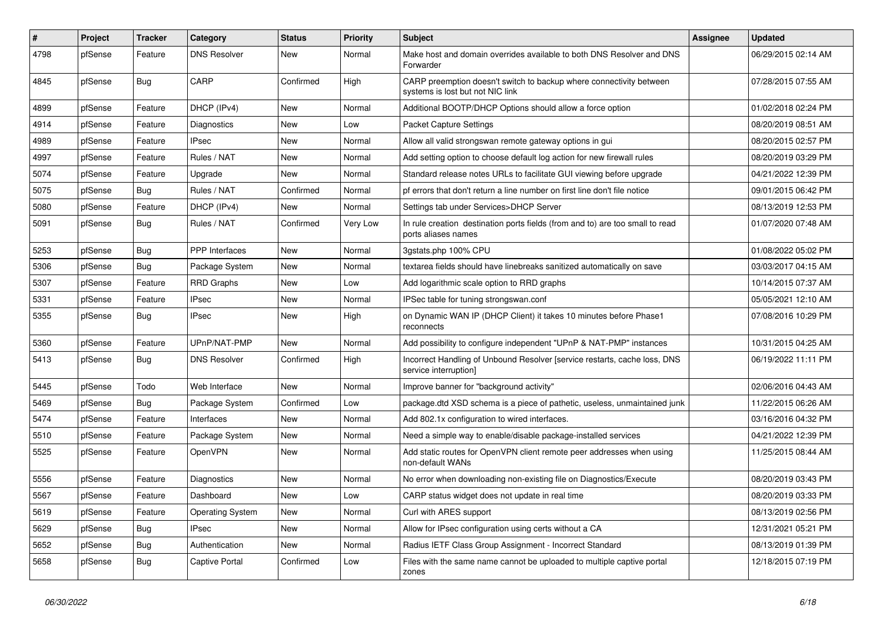| # | Project | Tracker | Category | Status | Priority | Subject | Assignee | Updated |
|---|---|---|---|---|---|---|---|---|
| 4798 | pfSense | Feature | DNS Resolver | New | Normal | Make host and domain overrides available to both DNS Resolver and DNS Forwarder | | 06/29/2015 02:14 AM |
| 4845 | pfSense | Bug | CARP | Confirmed | High | CARP preemption doesn't switch to backup where connectivity between systems is lost but not NIC link | | 07/28/2015 07:55 AM |
| 4899 | pfSense | Feature | DHCP (IPv4) | New | Normal | Additional BOOTP/DHCP Options should allow a force option | | 01/02/2018 02:24 PM |
| 4914 | pfSense | Feature | Diagnostics | New | Low | Packet Capture Settings | | 08/20/2019 08:51 AM |
| 4989 | pfSense | Feature | IPsec | New | Normal | Allow all valid strongswan remote gateway options in gui | | 08/20/2015 02:57 PM |
| 4997 | pfSense | Feature | Rules / NAT | New | Normal | Add setting option to choose default log action for new firewall rules | | 08/20/2019 03:29 PM |
| 5074 | pfSense | Feature | Upgrade | New | Normal | Standard release notes URLs to facilitate GUI viewing before upgrade | | 04/21/2022 12:39 PM |
| 5075 | pfSense | Bug | Rules / NAT | Confirmed | Normal | pf errors that don't return a line number on first line don't file notice | | 09/01/2015 06:42 PM |
| 5080 | pfSense | Feature | DHCP (IPv4) | New | Normal | Settings tab under Services>DHCP Server | | 08/13/2019 12:53 PM |
| 5091 | pfSense | Bug | Rules / NAT | Confirmed | Very Low | In rule creation destination ports fields (from and to) are too small to read ports aliases names | | 01/07/2020 07:48 AM |
| 5253 | pfSense | Bug | PPP Interfaces | New | Normal | 3gstats.php 100% CPU | | 01/08/2022 05:02 PM |
| 5306 | pfSense | Bug | Package System | New | Normal | textarea fields should have linebreaks sanitized automatically on save | | 03/03/2017 04:15 AM |
| 5307 | pfSense | Feature | RRD Graphs | New | Low | Add logarithmic scale option to RRD graphs | | 10/14/2015 07:37 AM |
| 5331 | pfSense | Feature | IPsec | New | Normal | IPSec table for tuning strongswan.conf | | 05/05/2021 12:10 AM |
| 5355 | pfSense | Bug | IPsec | New | High | on Dynamic WAN IP (DHCP Client) it takes 10 minutes before Phase1 reconnects | | 07/08/2016 10:29 PM |
| 5360 | pfSense | Feature | UPnP/NAT-PMP | New | Normal | Add possibility to configure independent "UPnP & NAT-PMP" instances | | 10/31/2015 04:25 AM |
| 5413 | pfSense | Bug | DNS Resolver | Confirmed | High | Incorrect Handling of Unbound Resolver [service restarts, cache loss, DNS service interruption] | | 06/19/2022 11:11 PM |
| 5445 | pfSense | Todo | Web Interface | New | Normal | Improve banner for "background activity" | | 02/06/2016 04:43 AM |
| 5469 | pfSense | Bug | Package System | Confirmed | Low | package.dtd XSD schema is a piece of pathetic, useless, unmaintained junk | | 11/22/2015 06:26 AM |
| 5474 | pfSense | Feature | Interfaces | New | Normal | Add 802.1x configuration to wired interfaces. | | 03/16/2016 04:32 PM |
| 5510 | pfSense | Feature | Package System | New | Normal | Need a simple way to enable/disable package-installed services | | 04/21/2022 12:39 PM |
| 5525 | pfSense | Feature | OpenVPN | New | Normal | Add static routes for OpenVPN client remote peer addresses when using non-default WANs | | 11/25/2015 08:44 AM |
| 5556 | pfSense | Feature | Diagnostics | New | Normal | No error when downloading non-existing file on Diagnostics/Execute | | 08/20/2019 03:43 PM |
| 5567 | pfSense | Feature | Dashboard | New | Low | CARP status widget does not update in real time | | 08/20/2019 03:33 PM |
| 5619 | pfSense | Feature | Operating System | New | Normal | Curl with ARES support | | 08/13/2019 02:56 PM |
| 5629 | pfSense | Bug | IPsec | New | Normal | Allow for IPsec configuration using certs without a CA | | 12/31/2021 05:21 PM |
| 5652 | pfSense | Bug | Authentication | New | Normal | Radius IETF Class Group Assignment - Incorrect Standard | | 08/13/2019 01:39 PM |
| 5658 | pfSense | Bug | Captive Portal | Confirmed | Low | Files with the same name cannot be uploaded to multiple captive portal zones | | 12/18/2015 07:19 PM |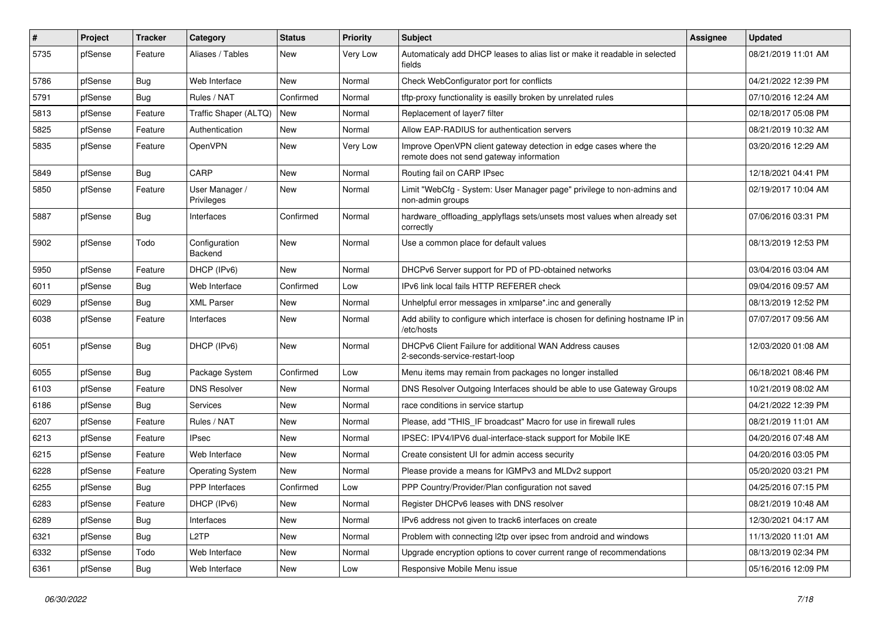| # | Project | Tracker | Category | Status | Priority | Subject | Assignee | Updated |
|---|---|---|---|---|---|---|---|---|
| 5735 | pfSense | Feature | Aliases / Tables | New | Very Low | Automaticaly add DHCP leases to alias list or make it readable in selected fields | | 08/21/2019 11:01 AM |
| 5786 | pfSense | Bug | Web Interface | New | Normal | Check WebConfigurator port for conflicts | | 04/21/2022 12:39 PM |
| 5791 | pfSense | Bug | Rules / NAT | Confirmed | Normal | tftp-proxy functionality is easilly broken by unrelated rules | | 07/10/2016 12:24 AM |
| 5813 | pfSense | Feature | Traffic Shaper (ALTQ) | New | Normal | Replacement of layer7 filter | | 02/18/2017 05:08 PM |
| 5825 | pfSense | Feature | Authentication | New | Normal | Allow EAP-RADIUS for authentication servers | | 08/21/2019 10:32 AM |
| 5835 | pfSense | Feature | OpenVPN | New | Very Low | Improve OpenVPN client gateway detection in edge cases where the remote does not send gateway information | | 03/20/2016 12:29 AM |
| 5849 | pfSense | Bug | CARP | New | Normal | Routing fail on CARP IPsec | | 12/18/2021 04:41 PM |
| 5850 | pfSense | Feature | User Manager / Privileges | New | Normal | Limit "WebCfg - System: User Manager page" privilege to non-admins and non-admin groups | | 02/19/2017 10:04 AM |
| 5887 | pfSense | Bug | Interfaces | Confirmed | Normal | hardware_offloading_applyflags sets/unsets most values when already set correctly | | 07/06/2016 03:31 PM |
| 5902 | pfSense | Todo | Configuration Backend | New | Normal | Use a common place for default values | | 08/13/2019 12:53 PM |
| 5950 | pfSense | Feature | DHCP (IPv6) | New | Normal | DHCPv6 Server support for PD of PD-obtained networks | | 03/04/2016 03:04 AM |
| 6011 | pfSense | Bug | Web Interface | Confirmed | Low | IPv6 link local fails HTTP REFERER check | | 09/04/2016 09:57 AM |
| 6029 | pfSense | Bug | XML Parser | New | Normal | Unhelpful error messages in xmlparse*.inc and generally | | 08/13/2019 12:52 PM |
| 6038 | pfSense | Feature | Interfaces | New | Normal | Add ability to configure which interface is chosen for defining hostname IP in /etc/hosts | | 07/07/2017 09:56 AM |
| 6051 | pfSense | Bug | DHCP (IPv6) | New | Normal | DHCPv6 Client Failure for additional WAN Address causes 2-seconds-service-restart-loop | | 12/03/2020 01:08 AM |
| 6055 | pfSense | Bug | Package System | Confirmed | Low | Menu items may remain from packages no longer installed | | 06/18/2021 08:46 PM |
| 6103 | pfSense | Feature | DNS Resolver | New | Normal | DNS Resolver Outgoing Interfaces should be able to use Gateway Groups | | 10/21/2019 08:02 AM |
| 6186 | pfSense | Bug | Services | New | Normal | race conditions in service startup | | 04/21/2022 12:39 PM |
| 6207 | pfSense | Feature | Rules / NAT | New | Normal | Please, add "THIS_IF broadcast" Macro for use in firewall rules | | 08/21/2019 11:01 AM |
| 6213 | pfSense | Feature | IPsec | New | Normal | IPSEC: IPV4/IPV6 dual-interface-stack support for Mobile IKE | | 04/20/2016 07:48 AM |
| 6215 | pfSense | Feature | Web Interface | New | Normal | Create consistent UI for admin access security | | 04/20/2016 03:05 PM |
| 6228 | pfSense | Feature | Operating System | New | Normal | Please provide a means for IGMPv3 and MLDv2 support | | 05/20/2020 03:21 PM |
| 6255 | pfSense | Bug | PPP Interfaces | Confirmed | Low | PPP Country/Provider/Plan configuration not saved | | 04/25/2016 07:15 PM |
| 6283 | pfSense | Feature | DHCP (IPv6) | New | Normal | Register DHCPv6 leases with DNS resolver | | 08/21/2019 10:48 AM |
| 6289 | pfSense | Bug | Interfaces | New | Normal | IPv6 address not given to track6 interfaces on create | | 12/30/2021 04:17 AM |
| 6321 | pfSense | Bug | L2TP | New | Normal | Problem with connecting l2tp over ipsec from android and windows | | 11/13/2020 11:01 AM |
| 6332 | pfSense | Todo | Web Interface | New | Normal | Upgrade encryption options to cover current range of recommendations | | 08/13/2019 02:34 PM |
| 6361 | pfSense | Bug | Web Interface | New | Low | Responsive Mobile Menu issue | | 05/16/2016 12:09 PM |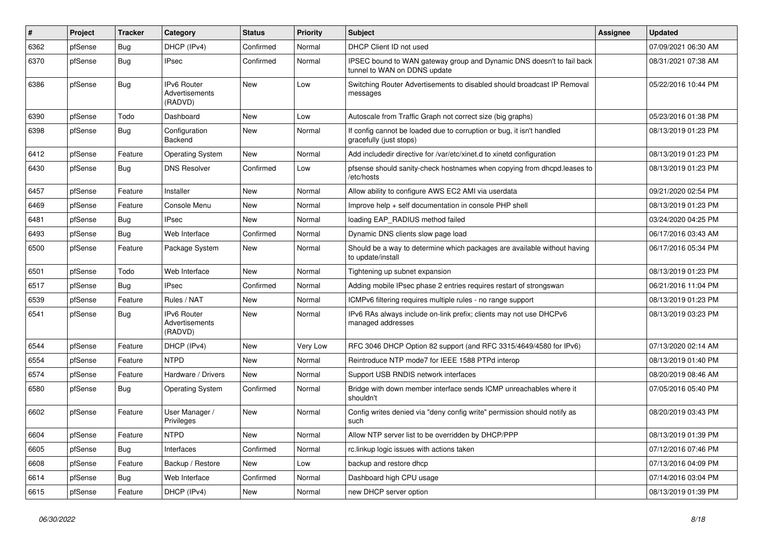| # | Project | Tracker | Category | Status | Priority | Subject | Assignee | Updated |
|---|---|---|---|---|---|---|---|---|
| 6362 | pfSense | Bug | DHCP (IPv4) | Confirmed | Normal | DHCP Client ID not used | | 07/09/2021 06:30 AM |
| 6370 | pfSense | Bug | IPsec | Confirmed | Normal | IPSEC bound to WAN gateway group and Dynamic DNS doesn't to fail back tunnel to WAN on DDNS update | | 08/31/2021 07:38 AM |
| 6386 | pfSense | Bug | IPv6 Router Advertisements (RADVD) | New | Low | Switching Router Advertisements to disabled should broadcast IP Removal messages | | 05/22/2016 10:44 PM |
| 6390 | pfSense | Todo | Dashboard | New | Low | Autoscale from Traffic Graph not correct size (big graphs) | | 05/23/2016 01:38 PM |
| 6398 | pfSense | Bug | Configuration Backend | New | Normal | If config cannot be loaded due to corruption or bug, it isn't handled gracefully (just stops) | | 08/13/2019 01:23 PM |
| 6412 | pfSense | Feature | Operating System | New | Normal | Add includedir directive for /var/etc/xinet.d to xinetd configuration | | 08/13/2019 01:23 PM |
| 6430 | pfSense | Bug | DNS Resolver | Confirmed | Low | pfsense should sanity-check hostnames when copying from dhcpd.leases to /etc/hosts | | 08/13/2019 01:23 PM |
| 6457 | pfSense | Feature | Installer | New | Normal | Allow ability to configure AWS EC2 AMI via userdata | | 09/21/2020 02:54 PM |
| 6469 | pfSense | Feature | Console Menu | New | Normal | Improve help + self documentation in console PHP shell | | 08/13/2019 01:23 PM |
| 6481 | pfSense | Bug | IPsec | New | Normal | loading EAP_RADIUS method failed | | 03/24/2020 04:25 PM |
| 6493 | pfSense | Bug | Web Interface | Confirmed | Normal | Dynamic DNS clients slow page load | | 06/17/2016 03:43 AM |
| 6500 | pfSense | Feature | Package System | New | Normal | Should be a way to determine which packages are available without having to update/install | | 06/17/2016 05:34 PM |
| 6501 | pfSense | Todo | Web Interface | New | Normal | Tightening up subnet expansion | | 08/13/2019 01:23 PM |
| 6517 | pfSense | Bug | IPsec | Confirmed | Normal | Adding mobile IPsec phase 2 entries requires restart of strongswan | | 06/21/2016 11:04 PM |
| 6539 | pfSense | Feature | Rules / NAT | New | Normal | ICMPv6 filtering requires multiple rules - no range support | | 08/13/2019 01:23 PM |
| 6541 | pfSense | Bug | IPv6 Router Advertisements (RADVD) | New | Normal | IPv6 RAs always include on-link prefix; clients may not use DHCPv6 managed addresses | | 08/13/2019 03:23 PM |
| 6544 | pfSense | Feature | DHCP (IPv4) | New | Very Low | RFC 3046 DHCP Option 82 support (and RFC 3315/4649/4580 for IPv6) | | 07/13/2020 02:14 AM |
| 6554 | pfSense | Feature | NTPD | New | Normal | Reintroduce NTP mode7 for IEEE 1588 PTPd interop | | 08/13/2019 01:40 PM |
| 6574 | pfSense | Feature | Hardware / Drivers | New | Normal | Support USB RNDIS network interfaces | | 08/20/2019 08:46 AM |
| 6580 | pfSense | Bug | Operating System | Confirmed | Normal | Bridge with down member interface sends ICMP unreachables where it shouldn't | | 07/05/2016 05:40 PM |
| 6602 | pfSense | Feature | User Manager / Privileges | New | Normal | Config writes denied via "deny config write" permission should notify as such | | 08/20/2019 03:43 PM |
| 6604 | pfSense | Feature | NTPD | New | Normal | Allow NTP server list to be overridden by DHCP/PPP | | 08/13/2019 01:39 PM |
| 6605 | pfSense | Bug | Interfaces | Confirmed | Normal | rc.linkup logic issues with actions taken | | 07/12/2016 07:46 PM |
| 6608 | pfSense | Feature | Backup / Restore | New | Low | backup and restore dhcp | | 07/13/2016 04:09 PM |
| 6614 | pfSense | Bug | Web Interface | Confirmed | Normal | Dashboard high CPU usage | | 07/14/2016 03:04 PM |
| 6615 | pfSense | Feature | DHCP (IPv4) | New | Normal | new DHCP server option | | 08/13/2019 01:39 PM |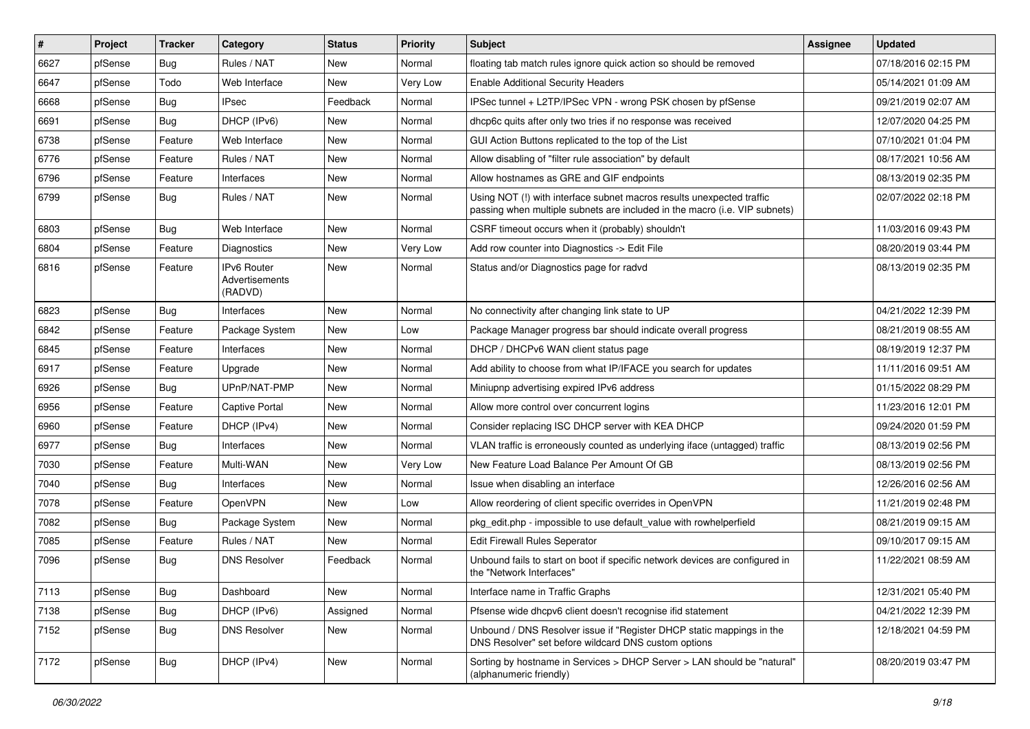| # | Project | Tracker | Category | Status | Priority | Subject | Assignee | Updated |
|---|---|---|---|---|---|---|---|---|
| 6627 | pfSense | Bug | Rules / NAT | New | Normal | floating tab match rules ignore quick action so should be removed | | 07/18/2016 02:15 PM |
| 6647 | pfSense | Todo | Web Interface | New | Very Low | Enable Additional Security Headers | | 05/14/2021 01:09 AM |
| 6668 | pfSense | Bug | IPsec | Feedback | Normal | IPSec tunnel + L2TP/IPSec VPN - wrong PSK chosen by pfSense | | 09/21/2019 02:07 AM |
| 6691 | pfSense | Bug | DHCP (IPv6) | New | Normal | dhcp6c quits after only two tries if no response was received | | 12/07/2020 04:25 PM |
| 6738 | pfSense | Feature | Web Interface | New | Normal | GUI Action Buttons replicated to the top of the List | | 07/10/2021 01:04 PM |
| 6776 | pfSense | Feature | Rules / NAT | New | Normal | Allow disabling of "filter rule association" by default | | 08/17/2021 10:56 AM |
| 6796 | pfSense | Feature | Interfaces | New | Normal | Allow hostnames as GRE and GIF endpoints | | 08/13/2019 02:35 PM |
| 6799 | pfSense | Bug | Rules / NAT | New | Normal | Using NOT (!) with interface subnet macros results unexpected traffic passing when multiple subnets are included in the macro (i.e. VIP subnets) | | 02/07/2022 02:18 PM |
| 6803 | pfSense | Bug | Web Interface | New | Normal | CSRF timeout occurs when it (probably) shouldn't | | 11/03/2016 09:43 PM |
| 6804 | pfSense | Feature | Diagnostics | New | Very Low | Add row counter into Diagnostics -> Edit File | | 08/20/2019 03:44 PM |
| 6816 | pfSense | Feature | IPv6 Router Advertisements (RADVD) | New | Normal | Status and/or Diagnostics page for radvd | | 08/13/2019 02:35 PM |
| 6823 | pfSense | Bug | Interfaces | New | Normal | No connectivity after changing link state to UP | | 04/21/2022 12:39 PM |
| 6842 | pfSense | Feature | Package System | New | Low | Package Manager progress bar should indicate overall progress | | 08/21/2019 08:55 AM |
| 6845 | pfSense | Feature | Interfaces | New | Normal | DHCP / DHCPv6 WAN client status page | | 08/19/2019 12:37 PM |
| 6917 | pfSense | Feature | Upgrade | New | Normal | Add ability to choose from what IP/IFACE you search for updates | | 11/11/2016 09:51 AM |
| 6926 | pfSense | Bug | UPnP/NAT-PMP | New | Normal | Miniupnp advertising expired IPv6 address | | 01/15/2022 08:29 PM |
| 6956 | pfSense | Feature | Captive Portal | New | Normal | Allow more control over concurrent logins | | 11/23/2016 12:01 PM |
| 6960 | pfSense | Feature | DHCP (IPv4) | New | Normal | Consider replacing ISC DHCP server with KEA DHCP | | 09/24/2020 01:59 PM |
| 6977 | pfSense | Bug | Interfaces | New | Normal | VLAN traffic is erroneously counted as underlying iface (untagged) traffic | | 08/13/2019 02:56 PM |
| 7030 | pfSense | Feature | Multi-WAN | New | Very Low | New Feature Load Balance Per Amount Of GB | | 08/13/2019 02:56 PM |
| 7040 | pfSense | Bug | Interfaces | New | Normal | Issue when disabling an interface | | 12/26/2016 02:56 AM |
| 7078 | pfSense | Feature | OpenVPN | New | Low | Allow reordering of client specific overrides in OpenVPN | | 11/21/2019 02:48 PM |
| 7082 | pfSense | Bug | Package System | New | Normal | pkg_edit.php - impossible to use default_value with rowhelperfield | | 08/21/2019 09:15 AM |
| 7085 | pfSense | Feature | Rules / NAT | New | Normal | Edit Firewall Rules Seperator | | 09/10/2017 09:15 AM |
| 7096 | pfSense | Bug | DNS Resolver | Feedback | Normal | Unbound fails to start on boot if specific network devices are configured in the "Network Interfaces" | | 11/22/2021 08:59 AM |
| 7113 | pfSense | Bug | Dashboard | New | Normal | Interface name in Traffic Graphs | | 12/31/2021 05:40 PM |
| 7138 | pfSense | Bug | DHCP (IPv6) | Assigned | Normal | Pfsense wide dhcpv6 client doesn't recognise ifid statement | | 04/21/2022 12:39 PM |
| 7152 | pfSense | Bug | DNS Resolver | New | Normal | Unbound / DNS Resolver issue if "Register DHCP static mappings in the DNS Resolver" set before wildcard DNS custom options | | 12/18/2021 04:59 PM |
| 7172 | pfSense | Bug | DHCP (IPv4) | New | Normal | Sorting by hostname in Services > DHCP Server > LAN should be "natural" (alphanumeric friendly) | | 08/20/2019 03:47 PM |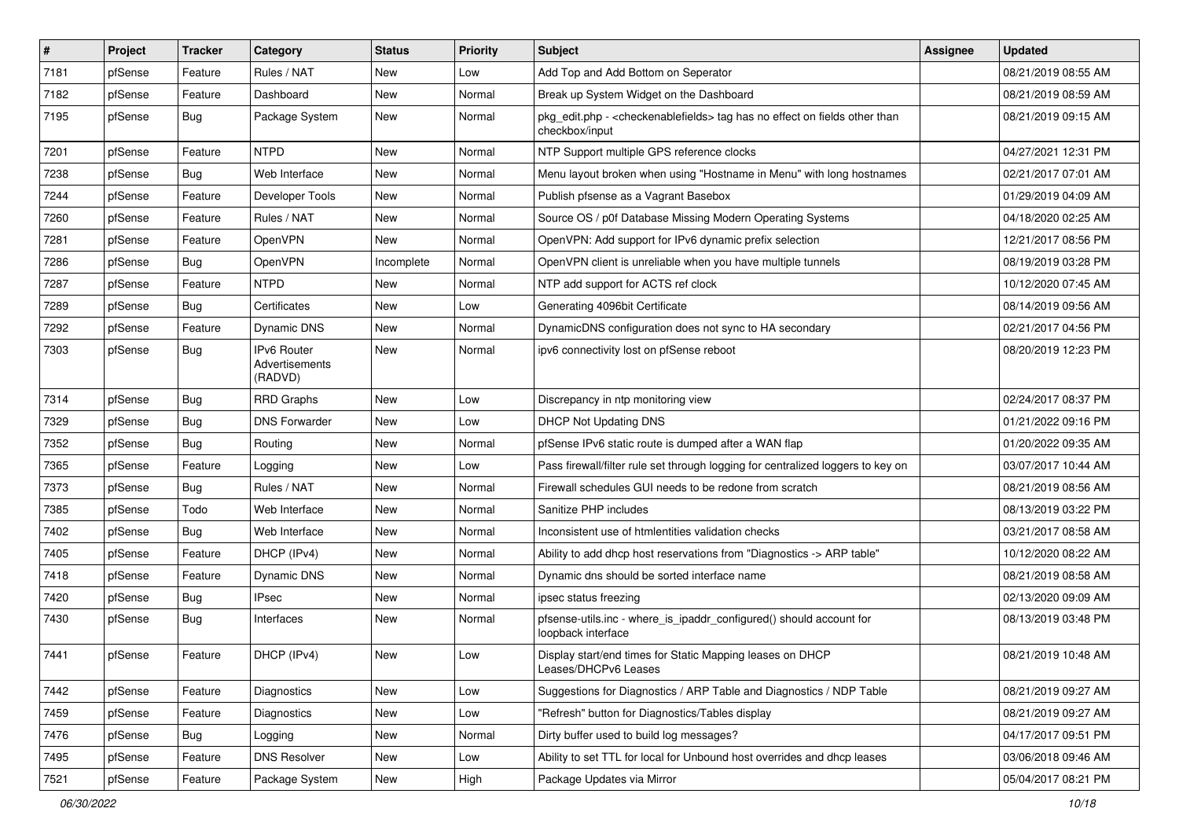| # | Project | Tracker | Category | Status | Priority | Subject | Assignee | Updated |
|---|---|---|---|---|---|---|---|---|
| 7181 | pfSense | Feature | Rules / NAT | New | Low | Add Top and Add Bottom on Seperator | | 08/21/2019 08:55 AM |
| 7182 | pfSense | Feature | Dashboard | New | Normal | Break up System Widget on the Dashboard | | 08/21/2019 08:59 AM |
| 7195 | pfSense | Bug | Package System | New | Normal | pkg_edit.php - <checkenablefields> tag has no effect on fields other than checkbox/input | | 08/21/2019 09:15 AM |
| 7201 | pfSense | Feature | NTPD | New | Normal | NTP Support multiple GPS reference clocks | | 04/27/2021 12:31 PM |
| 7238 | pfSense | Bug | Web Interface | New | Normal | Menu layout broken when using "Hostname in Menu" with long hostnames | | 02/21/2017 07:01 AM |
| 7244 | pfSense | Feature | Developer Tools | New | Normal | Publish pfsense as a Vagrant Basebox | | 01/29/2019 04:09 AM |
| 7260 | pfSense | Feature | Rules / NAT | New | Normal | Source OS / p0f Database Missing Modern Operating Systems | | 04/18/2020 02:25 AM |
| 7281 | pfSense | Feature | OpenVPN | New | Normal | OpenVPN: Add support for IPv6 dynamic prefix selection | | 12/21/2017 08:56 PM |
| 7286 | pfSense | Bug | OpenVPN | Incomplete | Normal | OpenVPN client is unreliable when you have multiple tunnels | | 08/19/2019 03:28 PM |
| 7287 | pfSense | Feature | NTPD | New | Normal | NTP add support for ACTS ref clock | | 10/12/2020 07:45 AM |
| 7289 | pfSense | Bug | Certificates | New | Low | Generating 4096bit Certificate | | 08/14/2019 09:56 AM |
| 7292 | pfSense | Feature | Dynamic DNS | New | Normal | DynamicDNS configuration does not sync to HA secondary | | 02/21/2017 04:56 PM |
| 7303 | pfSense | Bug | IPv6 Router Advertisements (RADVD) | New | Normal | ipv6 connectivity lost on pfSense reboot | | 08/20/2019 12:23 PM |
| 7314 | pfSense | Bug | RRD Graphs | New | Low | Discrepancy in ntp monitoring view | | 02/24/2017 08:37 PM |
| 7329 | pfSense | Bug | DNS Forwarder | New | Low | DHCP Not Updating DNS | | 01/21/2022 09:16 PM |
| 7352 | pfSense | Bug | Routing | New | Normal | pfSense IPv6 static route is dumped after a WAN flap | | 01/20/2022 09:35 AM |
| 7365 | pfSense | Feature | Logging | New | Low | Pass firewall/filter rule set through logging for centralized loggers to key on | | 03/07/2017 10:44 AM |
| 7373 | pfSense | Bug | Rules / NAT | New | Normal | Firewall schedules GUI needs to be redone from scratch | | 08/21/2019 08:56 AM |
| 7385 | pfSense | Todo | Web Interface | New | Normal | Sanitize PHP includes | | 08/13/2019 03:22 PM |
| 7402 | pfSense | Bug | Web Interface | New | Normal | Inconsistent use of htmlentities validation checks | | 03/21/2017 08:58 AM |
| 7405 | pfSense | Feature | DHCP (IPv4) | New | Normal | Ability to add dhcp host reservations from "Diagnostics -> ARP table" | | 10/12/2020 08:22 AM |
| 7418 | pfSense | Feature | Dynamic DNS | New | Normal | Dynamic dns should be sorted interface name | | 08/21/2019 08:58 AM |
| 7420 | pfSense | Bug | IPsec | New | Normal | ipsec status freezing | | 02/13/2020 09:09 AM |
| 7430 | pfSense | Bug | Interfaces | New | Normal | pfsense-utils.inc - where_is_ipaddr_configured() should account for loopback interface | | 08/13/2019 03:48 PM |
| 7441 | pfSense | Feature | DHCP (IPv4) | New | Low | Display start/end times for Static Mapping leases on DHCP Leases/DHCPv6 Leases | | 08/21/2019 10:48 AM |
| 7442 | pfSense | Feature | Diagnostics | New | Low | Suggestions for Diagnostics / ARP Table and Diagnostics / NDP Table | | 08/21/2019 09:27 AM |
| 7459 | pfSense | Feature | Diagnostics | New | Low | "Refresh" button for Diagnostics/Tables display | | 08/21/2019 09:27 AM |
| 7476 | pfSense | Bug | Logging | New | Normal | Dirty buffer used to build log messages? | | 04/17/2017 09:51 PM |
| 7495 | pfSense | Feature | DNS Resolver | New | Low | Ability to set TTL for local for Unbound host overrides and dhcp leases | | 03/06/2018 09:46 AM |
| 7521 | pfSense | Feature | Package System | New | High | Package Updates via Mirror | | 05/04/2017 08:21 PM |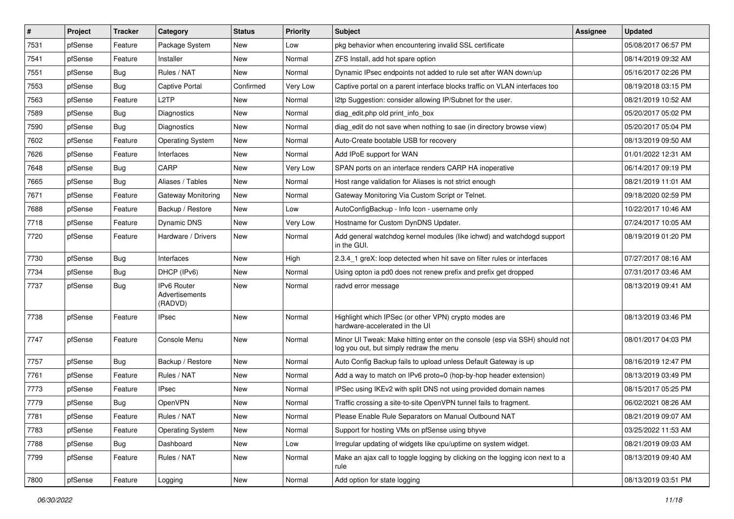| # | Project | Tracker | Category | Status | Priority | Subject | Assignee | Updated |
|---|---|---|---|---|---|---|---|---|
| 7531 | pfSense | Feature | Package System | New | Low | pkg behavior when encountering invalid SSL certificate | | 05/08/2017 06:57 PM |
| 7541 | pfSense | Feature | Installer | New | Normal | ZFS Install, add hot spare option | | 08/14/2019 09:32 AM |
| 7551 | pfSense | Bug | Rules / NAT | New | Normal | Dynamic IPsec endpoints not added to rule set after WAN down/up | | 05/16/2017 02:26 PM |
| 7553 | pfSense | Bug | Captive Portal | Confirmed | Very Low | Captive portal on a parent interface blocks traffic on VLAN interfaces too | | 08/19/2018 03:15 PM |
| 7563 | pfSense | Feature | L2TP | New | Normal | l2tp Suggestion: consider allowing IP/Subnet for the user. | | 08/21/2019 10:52 AM |
| 7589 | pfSense | Bug | Diagnostics | New | Normal | diag_edit.php old print_info_box | | 05/20/2017 05:02 PM |
| 7590 | pfSense | Bug | Diagnostics | New | Normal | diag_edit do not save when nothing to sae (in directory browse view) | | 05/20/2017 05:04 PM |
| 7602 | pfSense | Feature | Operating System | New | Normal | Auto-Create bootable USB for recovery | | 08/13/2019 09:50 AM |
| 7626 | pfSense | Feature | Interfaces | New | Normal | Add IPoE support for WAN | | 01/01/2022 12:31 AM |
| 7648 | pfSense | Bug | CARP | New | Very Low | SPAN ports on an interface renders CARP HA inoperative | | 06/14/2017 09:19 PM |
| 7665 | pfSense | Bug | Aliases / Tables | New | Normal | Host range validation for Aliases is not strict enough | | 08/21/2019 11:01 AM |
| 7671 | pfSense | Feature | Gateway Monitoring | New | Normal | Gateway Monitoring Via Custom Script or Telnet. | | 09/18/2020 02:59 PM |
| 7688 | pfSense | Feature | Backup / Restore | New | Low | AutoConfigBackup - Info Icon - username only | | 10/22/2017 10:46 AM |
| 7718 | pfSense | Feature | Dynamic DNS | New | Very Low | Hostname for Custom DynDNS Updater. | | 07/24/2017 10:05 AM |
| 7720 | pfSense | Feature | Hardware / Drivers | New | Normal | Add general watchdog kernel modules (like ichwd) and watchdogd support in the GUI. | | 08/19/2019 01:20 PM |
| 7730 | pfSense | Bug | Interfaces | New | High | 2.3.4_1 greX: loop detected when hit save on filter rules or interfaces | | 07/27/2017 08:16 AM |
| 7734 | pfSense | Bug | DHCP (IPv6) | New | Normal | Using opton ia pd0 does not renew prefix and prefix get dropped | | 07/31/2017 03:46 AM |
| 7737 | pfSense | Bug | IPv6 Router Advertisements (RADVD) | New | Normal | radvd error message | | 08/13/2019 09:41 AM |
| 7738 | pfSense | Feature | IPsec | New | Normal | Highlight which IPSec (or other VPN) crypto modes are hardware-accelerated in the UI | | 08/13/2019 03:46 PM |
| 7747 | pfSense | Feature | Console Menu | New | Normal | Minor UI Tweak: Make hitting enter on the console (esp via SSH) should not log you out, but simply redraw the menu | | 08/01/2017 04:03 PM |
| 7757 | pfSense | Bug | Backup / Restore | New | Normal | Auto Config Backup fails to upload unless Default Gateway is up | | 08/16/2019 12:47 PM |
| 7761 | pfSense | Feature | Rules / NAT | New | Normal | Add a way to match on IPv6 proto=0 (hop-by-hop header extension) | | 08/13/2019 03:49 PM |
| 7773 | pfSense | Feature | IPsec | New | Normal | IPSec using IKEv2 with split DNS not using provided domain names | | 08/15/2017 05:25 PM |
| 7779 | pfSense | Bug | OpenVPN | New | Normal | Traffic crossing a site-to-site OpenVPN tunnel fails to fragment. | | 06/02/2021 08:26 AM |
| 7781 | pfSense | Feature | Rules / NAT | New | Normal | Please Enable Rule Separators on Manual Outbound NAT | | 08/21/2019 09:07 AM |
| 7783 | pfSense | Feature | Operating System | New | Normal | Support for hosting VMs on pfSense using bhyve | | 03/25/2022 11:53 AM |
| 7788 | pfSense | Bug | Dashboard | New | Low | Irregular updating of widgets like cpu/uptime on system widget. | | 08/21/2019 09:03 AM |
| 7799 | pfSense | Feature | Rules / NAT | New | Normal | Make an ajax call to toggle logging by clicking on the logging icon next to a rule | | 08/13/2019 09:40 AM |
| 7800 | pfSense | Feature | Logging | New | Normal | Add option for state logging | | 08/13/2019 03:51 PM |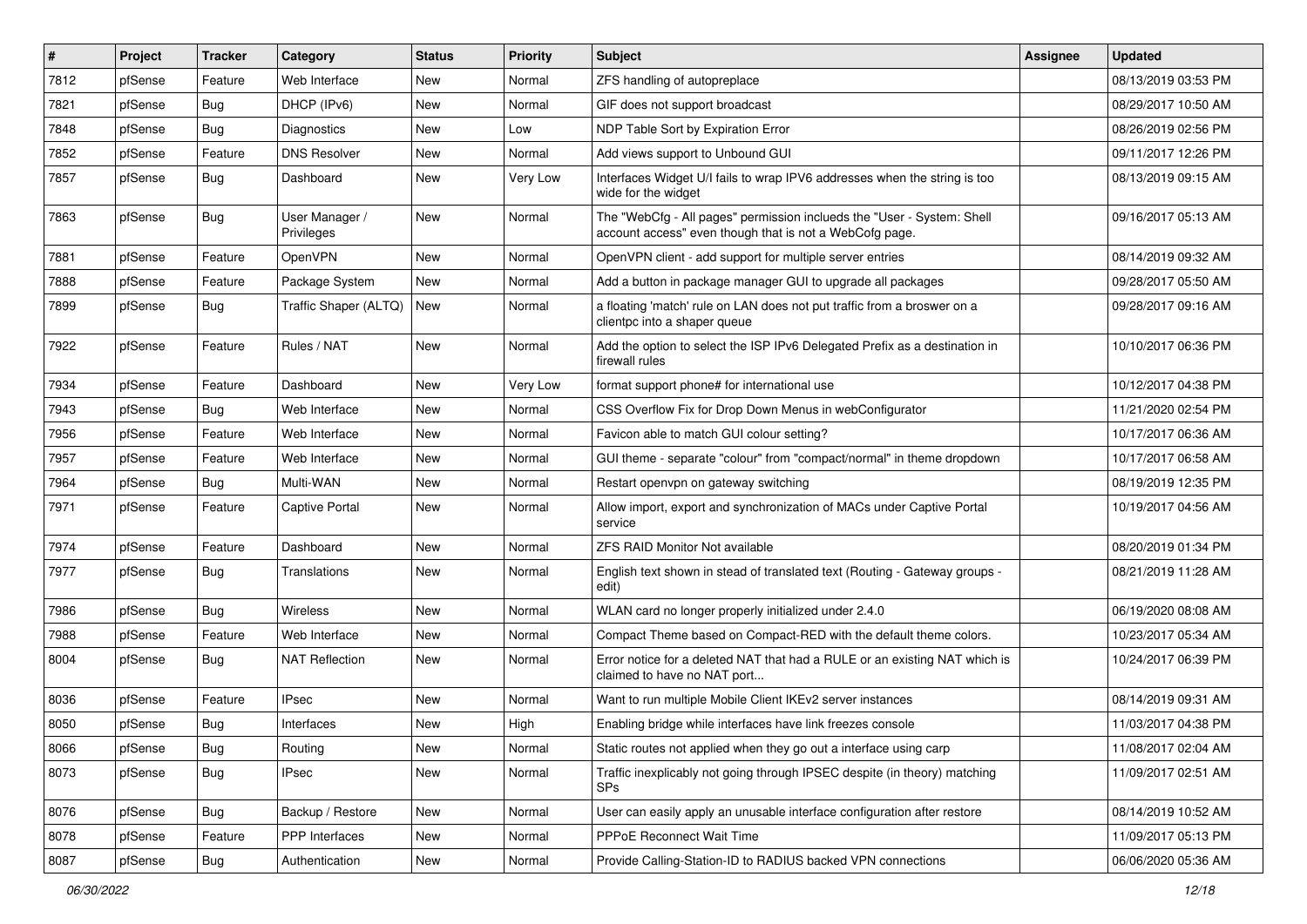| # | Project | Tracker | Category | Status | Priority | Subject | Assignee | Updated |
|---|---|---|---|---|---|---|---|---|
| 7812 | pfSense | Feature | Web Interface | New | Normal | ZFS handling of autopreplace | | 08/13/2019 03:53 PM |
| 7821 | pfSense | Bug | DHCP (IPv6) | New | Normal | GIF does not support broadcast | | 08/29/2017 10:50 AM |
| 7848 | pfSense | Bug | Diagnostics | New | Low | NDP Table Sort by Expiration Error | | 08/26/2019 02:56 PM |
| 7852 | pfSense | Feature | DNS Resolver | New | Normal | Add views support to Unbound GUI | | 09/11/2017 12:26 PM |
| 7857 | pfSense | Bug | Dashboard | New | Very Low | Interfaces Widget U/I fails to wrap IPV6 addresses when the string is too wide for the widget | | 08/13/2019 09:15 AM |
| 7863 | pfSense | Bug | User Manager / Privileges | New | Normal | The "WebCfg - All pages" permission inclueds the "User - System: Shell account access" even though that is not a WebCofg page. | | 09/16/2017 05:13 AM |
| 7881 | pfSense | Feature | OpenVPN | New | Normal | OpenVPN client - add support for multiple server entries | | 08/14/2019 09:32 AM |
| 7888 | pfSense | Feature | Package System | New | Normal | Add a button in package manager GUI to upgrade all packages | | 09/28/2017 05:50 AM |
| 7899 | pfSense | Bug | Traffic Shaper (ALTQ) | New | Normal | a floating 'match' rule on LAN does not put traffic from a broswer on a clientpc into a shaper queue | | 09/28/2017 09:16 AM |
| 7922 | pfSense | Feature | Rules / NAT | New | Normal | Add the option to select the ISP IPv6 Delegated Prefix as a destination in firewall rules | | 10/10/2017 06:36 PM |
| 7934 | pfSense | Feature | Dashboard | New | Very Low | format support phone# for international use | | 10/12/2017 04:38 PM |
| 7943 | pfSense | Bug | Web Interface | New | Normal | CSS Overflow Fix for Drop Down Menus in webConfigurator | | 11/21/2020 02:54 PM |
| 7956 | pfSense | Feature | Web Interface | New | Normal | Favicon able to match GUI colour setting? | | 10/17/2017 06:36 AM |
| 7957 | pfSense | Feature | Web Interface | New | Normal | GUI theme - separate "colour" from "compact/normal" in theme dropdown | | 10/17/2017 06:58 AM |
| 7964 | pfSense | Bug | Multi-WAN | New | Normal | Restart openvpn on gateway switching | | 08/19/2019 12:35 PM |
| 7971 | pfSense | Feature | Captive Portal | New | Normal | Allow import, export and synchronization of MACs under Captive Portal service | | 10/19/2017 04:56 AM |
| 7974 | pfSense | Feature | Dashboard | New | Normal | ZFS RAID Monitor Not available | | 08/20/2019 01:34 PM |
| 7977 | pfSense | Bug | Translations | New | Normal | English text shown in stead of translated text (Routing - Gateway groups - edit) | | 08/21/2019 11:28 AM |
| 7986 | pfSense | Bug | Wireless | New | Normal | WLAN card no longer properly initialized under 2.4.0 | | 06/19/2020 08:08 AM |
| 7988 | pfSense | Feature | Web Interface | New | Normal | Compact Theme based on Compact-RED with the default theme colors. | | 10/23/2017 05:34 AM |
| 8004 | pfSense | Bug | NAT Reflection | New | Normal | Error notice for a deleted NAT that had a RULE or an existing NAT which is claimed to have no NAT port... | | 10/24/2017 06:39 PM |
| 8036 | pfSense | Feature | IPsec | New | Normal | Want to run multiple Mobile Client IKEv2 server instances | | 08/14/2019 09:31 AM |
| 8050 | pfSense | Bug | Interfaces | New | High | Enabling bridge while interfaces have link freezes console | | 11/03/2017 04:38 PM |
| 8066 | pfSense | Bug | Routing | New | Normal | Static routes not applied when they go out a interface using carp | | 11/08/2017 02:04 AM |
| 8073 | pfSense | Bug | IPsec | New | Normal | Traffic inexplicably not going through IPSEC despite (in theory) matching SPs | | 11/09/2017 02:51 AM |
| 8076 | pfSense | Bug | Backup / Restore | New | Normal | User can easily apply an unusable interface configuration after restore | | 08/14/2019 10:52 AM |
| 8078 | pfSense | Feature | PPP Interfaces | New | Normal | PPPoE Reconnect Wait Time | | 11/09/2017 05:13 PM |
| 8087 | pfSense | Bug | Authentication | New | Normal | Provide Calling-Station-ID to RADIUS backed VPN connections | | 06/06/2020 05:36 AM |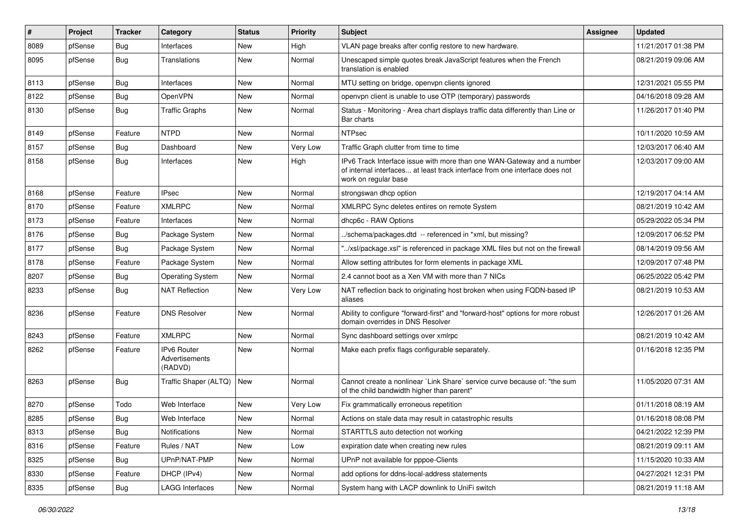| # | Project | Tracker | Category | Status | Priority | Subject | Assignee | Updated |
| --- | --- | --- | --- | --- | --- | --- | --- | --- |
| 8089 | pfSense | Bug | Interfaces | New | High | VLAN page breaks after config restore to new hardware. | | 11/21/2017 01:38 PM |
| 8095 | pfSense | Bug | Translations | New | Normal | Unescaped simple quotes break JavaScript features when the French translation is enabled | | 08/21/2019 09:06 AM |
| 8113 | pfSense | Bug | Interfaces | New | Normal | MTU setting on bridge, openvpn clients ignored | | 12/31/2021 05:55 PM |
| 8122 | pfSense | Bug | OpenVPN | New | Normal | openvpn client is unable to use OTP (temporary) passwords | | 04/16/2018 09:28 AM |
| 8130 | pfSense | Bug | Traffic Graphs | New | Normal | Status - Monitoring - Area chart displays traffic data differently than Line or Bar charts | | 11/26/2017 01:40 PM |
| 8149 | pfSense | Feature | NTPD | New | Normal | NTPsec | | 10/11/2020 10:59 AM |
| 8157 | pfSense | Bug | Dashboard | New | Very Low | Traffic Graph clutter from time to time | | 12/03/2017 06:40 AM |
| 8158 | pfSense | Bug | Interfaces | New | High | IPv6 Track Interface issue with more than one WAN-Gateway and a number of internal interfaces... at least track interface from one interface does not work on regular base | | 12/03/2017 09:00 AM |
| 8168 | pfSense | Feature | IPsec | New | Normal | strongswan dhcp option | | 12/19/2017 04:14 AM |
| 8170 | pfSense | Feature | XMLRPC | New | Normal | XMLRPC Sync deletes entires on remote System | | 08/21/2019 10:42 AM |
| 8173 | pfSense | Feature | Interfaces | New | Normal | dhcp6c - RAW Options | | 05/29/2022 05:34 PM |
| 8176 | pfSense | Bug | Package System | New | Normal | ../schema/packages.dtd -- referenced in *xml, but missing? | | 12/09/2017 06:52 PM |
| 8177 | pfSense | Bug | Package System | New | Normal | "../xsl/package.xsl" is referenced in package XML files but not on the firewall | | 08/14/2019 09:56 AM |
| 8178 | pfSense | Feature | Package System | New | Normal | Allow setting attributes for form elements in package XML | | 12/09/2017 07:48 PM |
| 8207 | pfSense | Bug | Operating System | New | Normal | 2.4 cannot boot as a Xen VM with more than 7 NICs | | 06/25/2022 05:42 PM |
| 8233 | pfSense | Bug | NAT Reflection | New | Very Low | NAT reflection back to originating host broken when using FQDN-based IP aliases | | 08/21/2019 10:53 AM |
| 8236 | pfSense | Feature | DNS Resolver | New | Normal | Ability to configure "forward-first" and "forward-host" options for more robust domain overrides in DNS Resolver | | 12/26/2017 01:26 AM |
| 8243 | pfSense | Feature | XMLRPC | New | Normal | Sync dashboard settings over xmlrpc | | 08/21/2019 10:42 AM |
| 8262 | pfSense | Feature | IPv6 Router Advertisements (RADVD) | New | Normal | Make each prefix flags configurable separately. | | 01/16/2018 12:35 PM |
| 8263 | pfSense | Bug | Traffic Shaper (ALTQ) | New | Normal | Cannot create a nonlinear `Link Share` service curve because of: "the sum of the child bandwidth higher than parent" | | 11/05/2020 07:31 AM |
| 8270 | pfSense | Todo | Web Interface | New | Very Low | Fix grammatically erroneous repetition | | 01/11/2018 08:19 AM |
| 8285 | pfSense | Bug | Web Interface | New | Normal | Actions on stale data may result in catastrophic results | | 01/16/2018 08:08 PM |
| 8313 | pfSense | Bug | Notifications | New | Normal | STARTTLS auto detection not working | | 04/21/2022 12:39 PM |
| 8316 | pfSense | Feature | Rules / NAT | New | Low | expiration date when creating new rules | | 08/21/2019 09:11 AM |
| 8325 | pfSense | Bug | UPnP/NAT-PMP | New | Normal | UPnP not available for pppoe-Clients | | 11/15/2020 10:33 AM |
| 8330 | pfSense | Feature | DHCP (IPv4) | New | Normal | add options for ddns-local-address statements | | 04/27/2021 12:31 PM |
| 8335 | pfSense | Bug | LAGG Interfaces | New | Normal | System hang with LACP downlink to UniFi switch | | 08/21/2019 11:18 AM |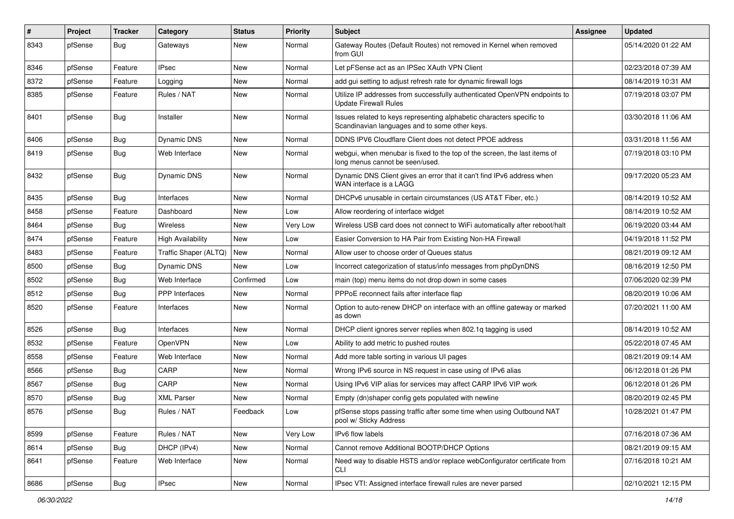| # | Project | Tracker | Category | Status | Priority | Subject | Assignee | Updated |
|---|---|---|---|---|---|---|---|---|
| 8343 | pfSense | Bug | Gateways | New | Normal | Gateway Routes (Default Routes) not removed in Kernel when removed from GUI | | 05/14/2020 01:22 AM |
| 8346 | pfSense | Feature | IPsec | New | Normal | Let pFSense act as an IPSec XAuth VPN Client | | 02/23/2018 07:39 AM |
| 8372 | pfSense | Feature | Logging | New | Normal | add gui setting to adjust refresh rate for dynamic firewall logs | | 08/14/2019 10:31 AM |
| 8385 | pfSense | Feature | Rules / NAT | New | Normal | Utilize IP addresses from successfully authenticated OpenVPN endpoints to Update Firewall Rules | | 07/19/2018 03:07 PM |
| 8401 | pfSense | Bug | Installer | New | Normal | Issues related to keys representing alphabetic characters specific to Scandinavian languages and to some other keys. | | 03/30/2018 11:06 AM |
| 8406 | pfSense | Bug | Dynamic DNS | New | Normal | DDNS IPV6 Cloudflare Client does not detect PPOE address | | 03/31/2018 11:56 AM |
| 8419 | pfSense | Bug | Web Interface | New | Normal | webgui, when menubar is fixed to the top of the screen, the last items of long menus cannot be seen/used. | | 07/19/2018 03:10 PM |
| 8432 | pfSense | Bug | Dynamic DNS | New | Normal | Dynamic DNS Client gives an error that it can't find IPv6 address when WAN interface is a LAGG | | 09/17/2020 05:23 AM |
| 8435 | pfSense | Bug | Interfaces | New | Normal | DHCPv6 unusable in certain circumstances (US AT&T Fiber, etc.) | | 08/14/2019 10:52 AM |
| 8458 | pfSense | Feature | Dashboard | New | Low | Allow reordering of interface widget | | 08/14/2019 10:52 AM |
| 8464 | pfSense | Bug | Wireless | New | Very Low | Wireless USB card does not connect to WiFi automatically after reboot/halt | | 06/19/2020 03:44 AM |
| 8474 | pfSense | Feature | High Availability | New | Low | Easier Conversion to HA Pair from Existing Non-HA Firewall | | 04/19/2018 11:52 PM |
| 8483 | pfSense | Feature | Traffic Shaper (ALTQ) | New | Normal | Allow user to choose order of Queues status | | 08/21/2019 09:12 AM |
| 8500 | pfSense | Bug | Dynamic DNS | New | Low | Incorrect categorization of status/info messages from phpDynDNS | | 08/16/2019 12:50 PM |
| 8502 | pfSense | Bug | Web Interface | Confirmed | Low | main (top) menu items do not drop down in some cases | | 07/06/2020 02:39 PM |
| 8512 | pfSense | Bug | PPP Interfaces | New | Normal | PPPoE reconnect fails after interface flap | | 08/20/2019 10:06 AM |
| 8520 | pfSense | Feature | Interfaces | New | Normal | Option to auto-renew DHCP on interface with an offline gateway or marked as down | | 07/20/2021 11:00 AM |
| 8526 | pfSense | Bug | Interfaces | New | Normal | DHCP client ignores server replies when 802.1q tagging is used | | 08/14/2019 10:52 AM |
| 8532 | pfSense | Feature | OpenVPN | New | Low | Ability to add metric to pushed routes | | 05/22/2018 07:45 AM |
| 8558 | pfSense | Feature | Web Interface | New | Normal | Add more table sorting in various UI pages | | 08/21/2019 09:14 AM |
| 8566 | pfSense | Bug | CARP | New | Normal | Wrong IPv6 source in NS request in case using of IPv6 alias | | 06/12/2018 01:26 PM |
| 8567 | pfSense | Bug | CARP | New | Normal | Using IPv6 VIP alias for services may affect CARP IPv6 VIP work | | 06/12/2018 01:26 PM |
| 8570 | pfSense | Bug | XML Parser | New | Normal | Empty (dn)shaper config gets populated with newline | | 08/20/2019 02:45 PM |
| 8576 | pfSense | Bug | Rules / NAT | Feedback | Low | pfSense stops passing traffic after some time when using Outbound NAT pool w/ Sticky Address | | 10/28/2021 01:47 PM |
| 8599 | pfSense | Feature | Rules / NAT | New | Very Low | IPv6 flow labels | | 07/16/2018 07:36 AM |
| 8614 | pfSense | Bug | DHCP (IPv4) | New | Normal | Cannot remove Additional BOOTP/DHCP Options | | 08/21/2019 09:15 AM |
| 8641 | pfSense | Feature | Web Interface | New | Normal | Need way to disable HSTS and/or replace webConfigurator certificate from CLI | | 07/16/2018 10:21 AM |
| 8686 | pfSense | Bug | IPsec | New | Normal | IPsec VTI: Assigned interface firewall rules are never parsed | | 02/10/2021 12:15 PM |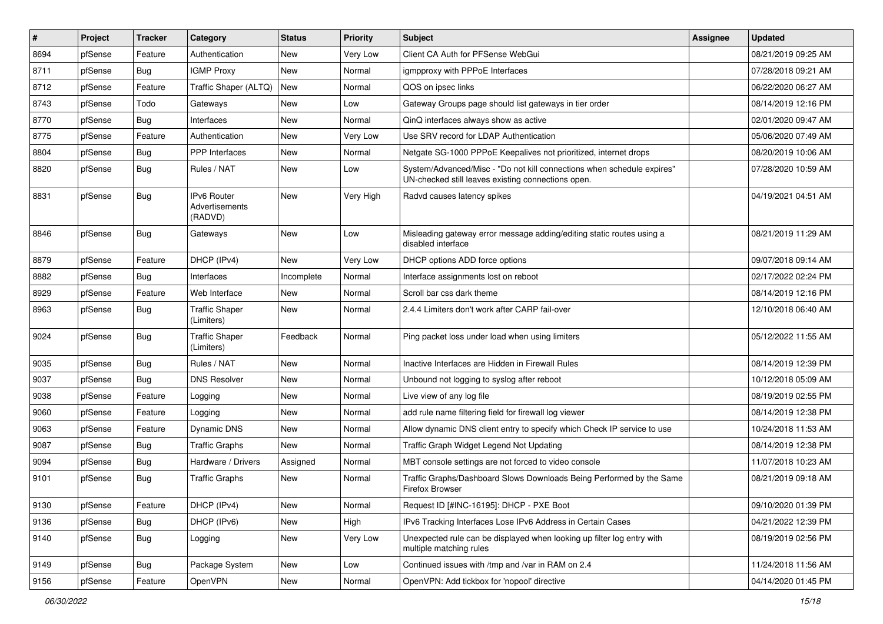| # | Project | Tracker | Category | Status | Priority | Subject | Assignee | Updated |
|---|---|---|---|---|---|---|---|---|
| 8694 | pfSense | Feature | Authentication | New | Very Low | Client CA Auth for PFSense WebGui | | 08/21/2019 09:25 AM |
| 8711 | pfSense | Bug | IGMP Proxy | New | Normal | igmpproxy with PPPoE Interfaces | | 07/28/2018 09:21 AM |
| 8712 | pfSense | Feature | Traffic Shaper (ALTQ) | New | Normal | QOS on ipsec links | | 06/22/2020 06:27 AM |
| 8743 | pfSense | Todo | Gateways | New | Low | Gateway Groups page should list gateways in tier order | | 08/14/2019 12:16 PM |
| 8770 | pfSense | Bug | Interfaces | New | Normal | QinQ interfaces always show as active | | 02/01/2020 09:47 AM |
| 8775 | pfSense | Feature | Authentication | New | Very Low | Use SRV record for LDAP Authentication | | 05/06/2020 07:49 AM |
| 8804 | pfSense | Bug | PPP Interfaces | New | Normal | Netgate SG-1000 PPPoE Keepalives not prioritized, internet drops | | 08/20/2019 10:06 AM |
| 8820 | pfSense | Bug | Rules / NAT | New | Low | System/Advanced/Misc - "Do not kill connections when schedule expires" UN-checked still leaves existing connections open. | | 07/28/2020 10:59 AM |
| 8831 | pfSense | Bug | IPv6 Router Advertisements (RADVD) | New | Very High | Radvd causes latency spikes | | 04/19/2021 04:51 AM |
| 8846 | pfSense | Bug | Gateways | New | Low | Misleading gateway error message adding/editing static routes using a disabled interface | | 08/21/2019 11:29 AM |
| 8879 | pfSense | Feature | DHCP (IPv4) | New | Very Low | DHCP options ADD force options | | 09/07/2018 09:14 AM |
| 8882 | pfSense | Bug | Interfaces | Incomplete | Normal | Interface assignments lost on reboot | | 02/17/2022 02:24 PM |
| 8929 | pfSense | Feature | Web Interface | New | Normal | Scroll bar css dark theme | | 08/14/2019 12:16 PM |
| 8963 | pfSense | Bug | Traffic Shaper (Limiters) | New | Normal | 2.4.4 Limiters don't work after CARP fail-over | | 12/10/2018 06:40 AM |
| 9024 | pfSense | Bug | Traffic Shaper (Limiters) | Feedback | Normal | Ping packet loss under load when using limiters | | 05/12/2022 11:55 AM |
| 9035 | pfSense | Bug | Rules / NAT | New | Normal | Inactive Interfaces are Hidden in Firewall Rules | | 08/14/2019 12:39 PM |
| 9037 | pfSense | Bug | DNS Resolver | New | Normal | Unbound not logging to syslog after reboot | | 10/12/2018 05:09 AM |
| 9038 | pfSense | Feature | Logging | New | Normal | Live view of any log file | | 08/19/2019 02:55 PM |
| 9060 | pfSense | Feature | Logging | New | Normal | add rule name filtering field for firewall log viewer | | 08/14/2019 12:38 PM |
| 9063 | pfSense | Feature | Dynamic DNS | New | Normal | Allow dynamic DNS client entry to specify which Check IP service to use | | 10/24/2018 11:53 AM |
| 9087 | pfSense | Bug | Traffic Graphs | New | Normal | Traffic Graph Widget Legend Not Updating | | 08/14/2019 12:38 PM |
| 9094 | pfSense | Bug | Hardware / Drivers | Assigned | Normal | MBT console settings are not forced to video console | | 11/07/2018 10:23 AM |
| 9101 | pfSense | Bug | Traffic Graphs | New | Normal | Traffic Graphs/Dashboard Slows Downloads Being Performed by the Same Firefox Browser | | 08/21/2019 09:18 AM |
| 9130 | pfSense | Feature | DHCP (IPv4) | New | Normal | Request ID [#INC-16195]: DHCP - PXE Boot | | 09/10/2020 01:39 PM |
| 9136 | pfSense | Bug | DHCP (IPv6) | New | High | IPv6 Tracking Interfaces Lose IPv6 Address in Certain Cases | | 04/21/2022 12:39 PM |
| 9140 | pfSense | Bug | Logging | New | Very Low | Unexpected rule can be displayed when looking up filter log entry with multiple matching rules | | 08/19/2019 02:56 PM |
| 9149 | pfSense | Bug | Package System | New | Low | Continued issues with /tmp and /var in RAM on 2.4 | | 11/24/2018 11:56 AM |
| 9156 | pfSense | Feature | OpenVPN | New | Normal | OpenVPN: Add tickbox for 'nopool' directive | | 04/14/2020 01:45 PM |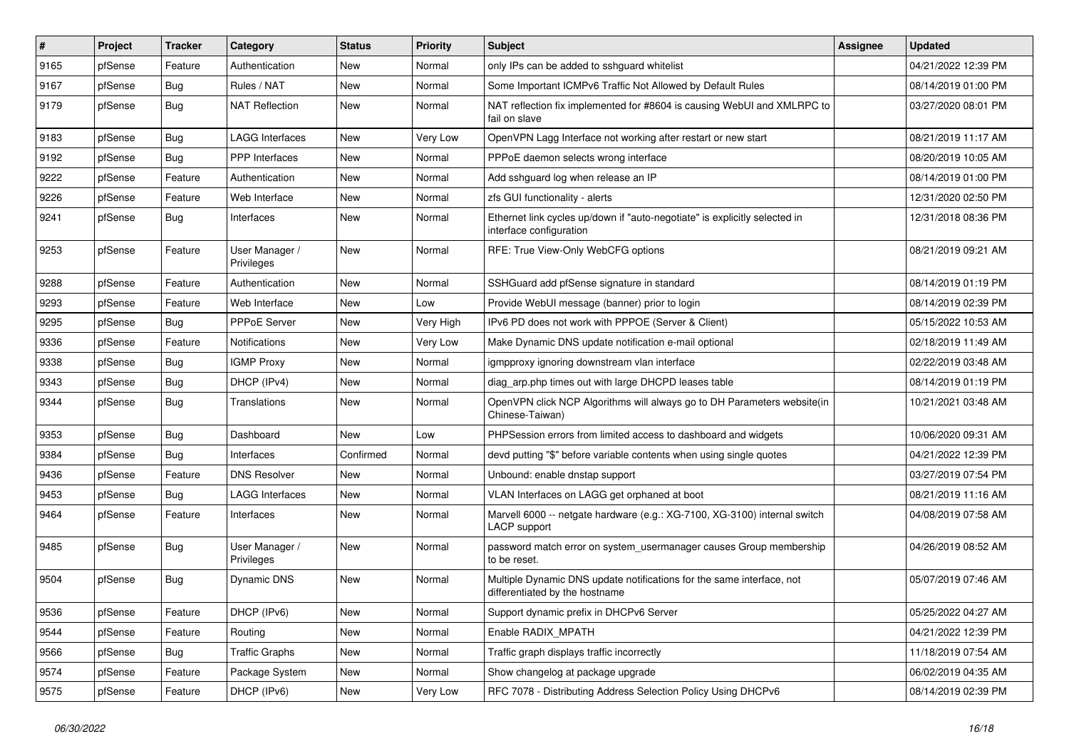| # | Project | Tracker | Category | Status | Priority | Subject | Assignee | Updated |
|---|---|---|---|---|---|---|---|---|
| 9165 | pfSense | Feature | Authentication | New | Normal | only IPs can be added to sshguard whitelist | | 04/21/2022 12:39 PM |
| 9167 | pfSense | Bug | Rules / NAT | New | Normal | Some Important ICMPv6 Traffic Not Allowed by Default Rules | | 08/14/2019 01:00 PM |
| 9179 | pfSense | Bug | NAT Reflection | New | Normal | NAT reflection fix implemented for #8604 is causing WebUI and XMLRPC to fail on slave | | 03/27/2020 08:01 PM |
| 9183 | pfSense | Bug | LAGG Interfaces | New | Very Low | OpenVPN Lagg Interface not working after restart or new start | | 08/21/2019 11:17 AM |
| 9192 | pfSense | Bug | PPP Interfaces | New | Normal | PPPoE daemon selects wrong interface | | 08/20/2019 10:05 AM |
| 9222 | pfSense | Feature | Authentication | New | Normal | Add sshguard log when release an IP | | 08/14/2019 01:00 PM |
| 9226 | pfSense | Feature | Web Interface | New | Normal | zfs GUI functionality - alerts | | 12/31/2020 02:50 PM |
| 9241 | pfSense | Bug | Interfaces | New | Normal | Ethernet link cycles up/down if "auto-negotiate" is explicitly selected in interface configuration | | 12/31/2018 08:36 PM |
| 9253 | pfSense | Feature | User Manager / Privileges | New | Normal | RFE: True View-Only WebCFG options | | 08/21/2019 09:21 AM |
| 9288 | pfSense | Feature | Authentication | New | Normal | SSHGuard add pfSense signature in standard | | 08/14/2019 01:19 PM |
| 9293 | pfSense | Feature | Web Interface | New | Low | Provide WebUI message (banner) prior to login | | 08/14/2019 02:39 PM |
| 9295 | pfSense | Bug | PPPoE Server | New | Very High | IPv6 PD does not work with PPPOE (Server & Client) | | 05/15/2022 10:53 AM |
| 9336 | pfSense | Feature | Notifications | New | Very Low | Make Dynamic DNS update notification e-mail optional | | 02/18/2019 11:49 AM |
| 9338 | pfSense | Bug | IGMP Proxy | New | Normal | igmpproxy ignoring downstream vlan interface | | 02/22/2019 03:48 AM |
| 9343 | pfSense | Bug | DHCP (IPv4) | New | Normal | diag_arp.php times out with large DHCPD leases table | | 08/14/2019 01:19 PM |
| 9344 | pfSense | Bug | Translations | New | Normal | OpenVPN click NCP Algorithms will always go to DH Parameters website(in Chinese-Taiwan) | | 10/21/2021 03:48 AM |
| 9353 | pfSense | Bug | Dashboard | New | Low | PHPSession errors from limited access to dashboard and widgets | | 10/06/2020 09:31 AM |
| 9384 | pfSense | Bug | Interfaces | Confirmed | Normal | devd putting "$" before variable contents when using single quotes | | 04/21/2022 12:39 PM |
| 9436 | pfSense | Feature | DNS Resolver | New | Normal | Unbound: enable dnstap support | | 03/27/2019 07:54 PM |
| 9453 | pfSense | Bug | LAGG Interfaces | New | Normal | VLAN Interfaces on LAGG get orphaned at boot | | 08/21/2019 11:16 AM |
| 9464 | pfSense | Feature | Interfaces | New | Normal | Marvell 6000 -- netgate hardware (e.g.: XG-7100, XG-3100) internal switch LACP support | | 04/08/2019 07:58 AM |
| 9485 | pfSense | Bug | User Manager / Privileges | New | Normal | password match error on system_usermanager causes Group membership to be reset. | | 04/26/2019 08:52 AM |
| 9504 | pfSense | Bug | Dynamic DNS | New | Normal | Multiple Dynamic DNS update notifications for the same interface, not differentiated by the hostname | | 05/07/2019 07:46 AM |
| 9536 | pfSense | Feature | DHCP (IPv6) | New | Normal | Support dynamic prefix in DHCPv6 Server | | 05/25/2022 04:27 AM |
| 9544 | pfSense | Feature | Routing | New | Normal | Enable RADIX_MPATH | | 04/21/2022 12:39 PM |
| 9566 | pfSense | Bug | Traffic Graphs | New | Normal | Traffic graph displays traffic incorrectly | | 11/18/2019 07:54 AM |
| 9574 | pfSense | Feature | Package System | New | Normal | Show changelog at package upgrade | | 06/02/2019 04:35 AM |
| 9575 | pfSense | Feature | DHCP (IPv6) | New | Very Low | RFC 7078 - Distributing Address Selection Policy Using DHCPv6 | | 08/14/2019 02:39 PM |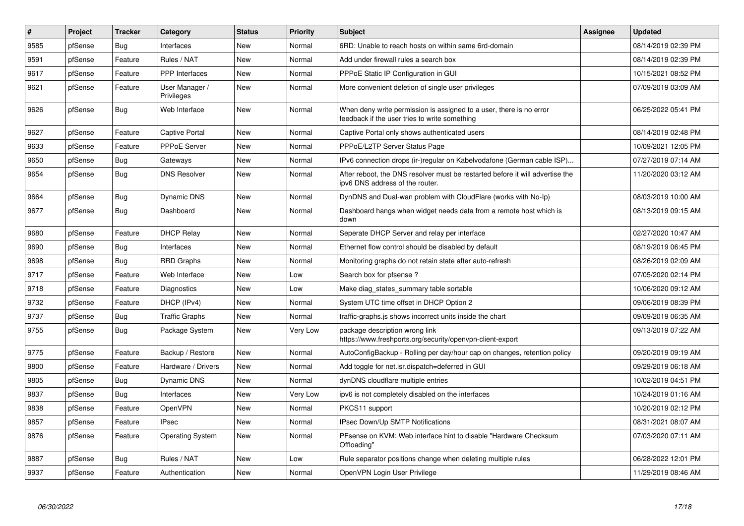| # | Project | Tracker | Category | Status | Priority | Subject | Assignee | Updated |
|---|---|---|---|---|---|---|---|---|
| 9585 | pfSense | Bug | Interfaces | New | Normal | 6RD: Unable to reach hosts on within same 6rd-domain | | 08/14/2019 02:39 PM |
| 9591 | pfSense | Feature | Rules / NAT | New | Normal | Add under firewall rules a search box | | 08/14/2019 02:39 PM |
| 9617 | pfSense | Feature | PPP Interfaces | New | Normal | PPPoE Static IP Configuration in GUI | | 10/15/2021 08:52 PM |
| 9621 | pfSense | Feature | User Manager / Privileges | New | Normal | More convenient deletion of single user privileges | | 07/09/2019 03:09 AM |
| 9626 | pfSense | Bug | Web Interface | New | Normal | When deny write permission is assigned to a user, there is no error feedback if the user tries to write something | | 06/25/2022 05:41 PM |
| 9627 | pfSense | Feature | Captive Portal | New | Normal | Captive Portal only shows authenticated users | | 08/14/2019 02:48 PM |
| 9633 | pfSense | Feature | PPPoE Server | New | Normal | PPPoE/L2TP Server Status Page | | 10/09/2021 12:05 PM |
| 9650 | pfSense | Bug | Gateways | New | Normal | IPv6 connection drops (ir-)regular on Kabelvodafone (German cable ISP)... | | 07/27/2019 07:14 AM |
| 9654 | pfSense | Bug | DNS Resolver | New | Normal | After reboot, the DNS resolver must be restarted before it will advertise the ipv6 DNS address of the router. | | 11/20/2020 03:12 AM |
| 9664 | pfSense | Bug | Dynamic DNS | New | Normal | DynDNS and Dual-wan problem with CloudFlare (works with No-Ip) | | 08/03/2019 10:00 AM |
| 9677 | pfSense | Bug | Dashboard | New | Normal | Dashboard hangs when widget needs data from a remote host which is down | | 08/13/2019 09:15 AM |
| 9680 | pfSense | Feature | DHCP Relay | New | Normal | Seperate DHCP Server and relay per interface | | 02/27/2020 10:47 AM |
| 9690 | pfSense | Bug | Interfaces | New | Normal | Ethernet flow control should be disabled by default | | 08/19/2019 06:45 PM |
| 9698 | pfSense | Bug | RRD Graphs | New | Normal | Monitoring graphs do not retain state after auto-refresh | | 08/26/2019 02:09 AM |
| 9717 | pfSense | Feature | Web Interface | New | Low | Search box for pfsense ? | | 07/05/2020 02:14 PM |
| 9718 | pfSense | Feature | Diagnostics | New | Low | Make diag_states_summary table sortable | | 10/06/2020 09:12 AM |
| 9732 | pfSense | Feature | DHCP (IPv4) | New | Normal | System UTC time offset in DHCP Option 2 | | 09/06/2019 08:39 PM |
| 9737 | pfSense | Bug | Traffic Graphs | New | Normal | traffic-graphs.js shows incorrect units inside the chart | | 09/09/2019 06:35 AM |
| 9755 | pfSense | Bug | Package System | New | Very Low | package description wrong link https://www.freshports.org/security/openvpn-client-export | | 09/13/2019 07:22 AM |
| 9775 | pfSense | Feature | Backup / Restore | New | Normal | AutoConfigBackup - Rolling per day/hour cap on changes, retention policy | | 09/20/2019 09:19 AM |
| 9800 | pfSense | Feature | Hardware / Drivers | New | Normal | Add toggle for net.isr.dispatch=deferred in GUI | | 09/29/2019 06:18 AM |
| 9805 | pfSense | Bug | Dynamic DNS | New | Normal | dynDNS cloudflare multiple entries | | 10/02/2019 04:51 PM |
| 9837 | pfSense | Bug | Interfaces | New | Very Low | ipv6 is not completely disabled on the interfaces | | 10/24/2019 01:16 AM |
| 9838 | pfSense | Feature | OpenVPN | New | Normal | PKCS11 support | | 10/20/2019 02:12 PM |
| 9857 | pfSense | Feature | IPsec | New | Normal | IPsec Down/Up SMTP Notifications | | 08/31/2021 08:07 AM |
| 9876 | pfSense | Feature | Operating System | New | Normal | PFsense on KVM: Web interface hint to disable "Hardware Checksum Offloading" | | 07/03/2020 07:11 AM |
| 9887 | pfSense | Bug | Rules / NAT | New | Low | Rule separator positions change when deleting multiple rules | | 06/28/2022 12:01 PM |
| 9937 | pfSense | Feature | Authentication | New | Normal | OpenVPN Login User Privilege | | 11/29/2019 08:46 AM |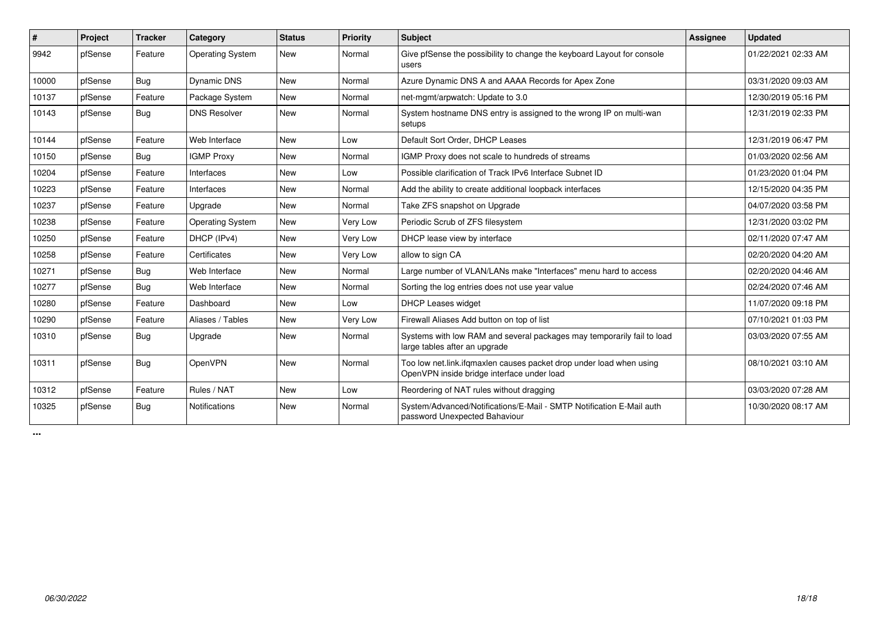| # | Project | Tracker | Category | Status | Priority | Subject | Assignee | Updated |
|---|---|---|---|---|---|---|---|---|
| 9942 | pfSense | Feature | Operating System | New | Normal | Give pfSense the possibility to change the keyboard Layout for console users | | 01/22/2021 02:33 AM |
| 10000 | pfSense | Bug | Dynamic DNS | New | Normal | Azure Dynamic DNS A and AAAA Records for Apex Zone | | 03/31/2020 09:03 AM |
| 10137 | pfSense | Feature | Package System | New | Normal | net-mgmt/arpwatch: Update to 3.0 | | 12/30/2019 05:16 PM |
| 10143 | pfSense | Bug | DNS Resolver | New | Normal | System hostname DNS entry is assigned to the wrong IP on multi-wan setups | | 12/31/2019 02:33 PM |
| 10144 | pfSense | Feature | Web Interface | New | Low | Default Sort Order, DHCP Leases | | 12/31/2019 06:47 PM |
| 10150 | pfSense | Bug | IGMP Proxy | New | Normal | IGMP Proxy does not scale to hundreds of streams | | 01/03/2020 02:56 AM |
| 10204 | pfSense | Feature | Interfaces | New | Low | Possible clarification of Track IPv6 Interface Subnet ID | | 01/23/2020 01:04 PM |
| 10223 | pfSense | Feature | Interfaces | New | Normal | Add the ability to create additional loopback interfaces | | 12/15/2020 04:35 PM |
| 10237 | pfSense | Feature | Upgrade | New | Normal | Take ZFS snapshot on Upgrade | | 04/07/2020 03:58 PM |
| 10238 | pfSense | Feature | Operating System | New | Very Low | Periodic Scrub of ZFS filesystem | | 12/31/2020 03:02 PM |
| 10250 | pfSense | Feature | DHCP (IPv4) | New | Very Low | DHCP lease view by interface | | 02/11/2020 07:47 AM |
| 10258 | pfSense | Feature | Certificates | New | Very Low | allow to sign CA | | 02/20/2020 04:20 AM |
| 10271 | pfSense | Bug | Web Interface | New | Normal | Large number of VLAN/LANs make "Interfaces" menu hard to access | | 02/20/2020 04:46 AM |
| 10277 | pfSense | Bug | Web Interface | New | Normal | Sorting the log entries does not use year value | | 02/24/2020 07:46 AM |
| 10280 | pfSense | Feature | Dashboard | New | Low | DHCP Leases widget | | 11/07/2020 09:18 PM |
| 10290 | pfSense | Feature | Aliases / Tables | New | Very Low | Firewall Aliases Add button on top of list | | 07/10/2021 01:03 PM |
| 10310 | pfSense | Bug | Upgrade | New | Normal | Systems with low RAM and several packages may temporarily fail to load large tables after an upgrade | | 03/03/2020 07:55 AM |
| 10311 | pfSense | Bug | OpenVPN | New | Normal | Too low net.link.ifqmaxlen causes packet drop under load when using OpenVPN inside bridge interface under load | | 08/10/2021 03:10 AM |
| 10312 | pfSense | Feature | Rules / NAT | New | Low | Reordering of NAT rules without dragging | | 03/03/2020 07:28 AM |
| 10325 | pfSense | Bug | Notifications | New | Normal | System/Advanced/Notifications/E-Mail - SMTP Notification E-Mail auth password Unexpected Bahaviour | | 10/30/2020 08:17 AM |

...